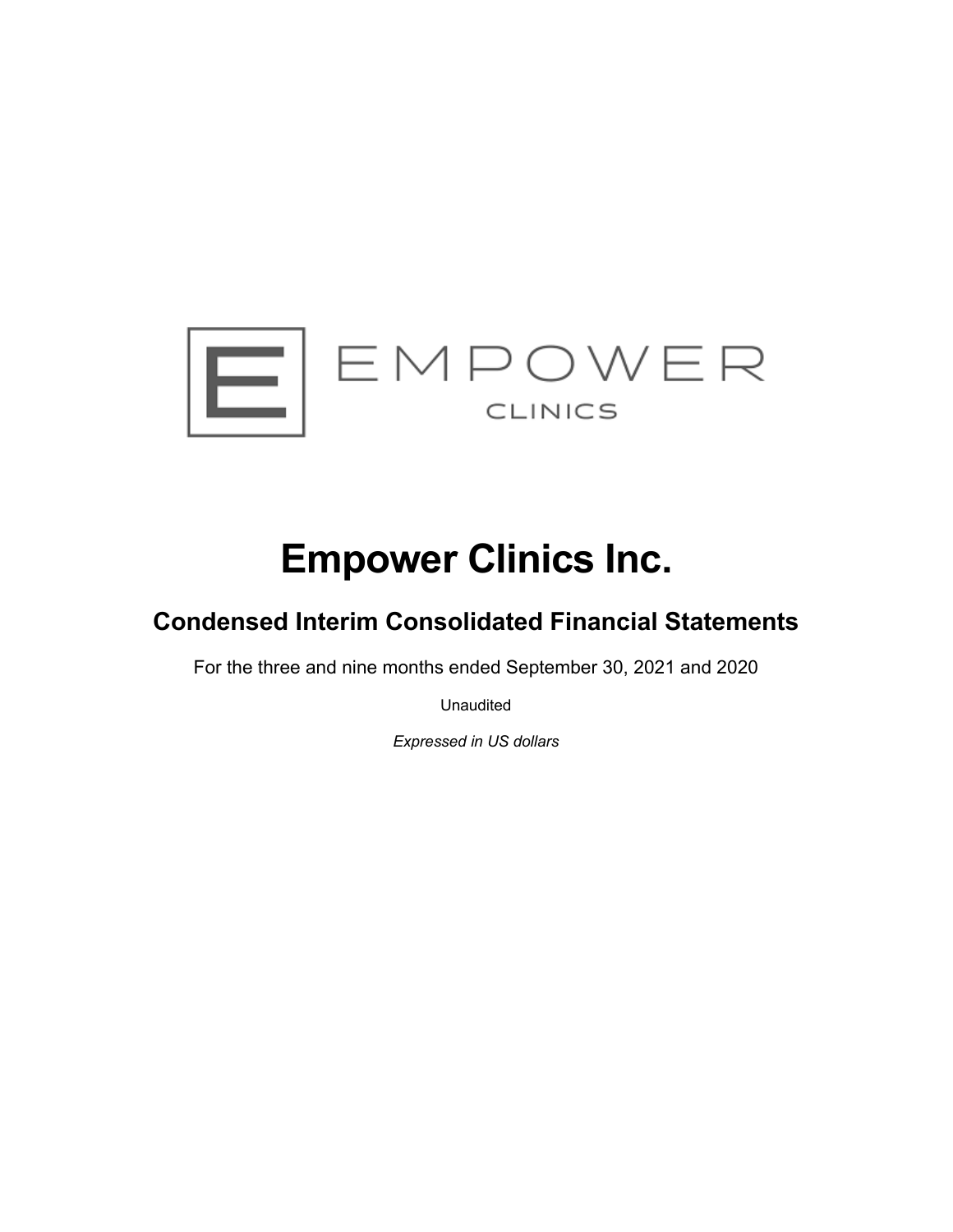EMPOWER

CLINICS

# Empower Clinics Inc.

## Condensed Interim Consolidated Financial Statements

For the three and nine months ended September 30, 2021 and 2020

Unaudited

*Expressed in US dollars*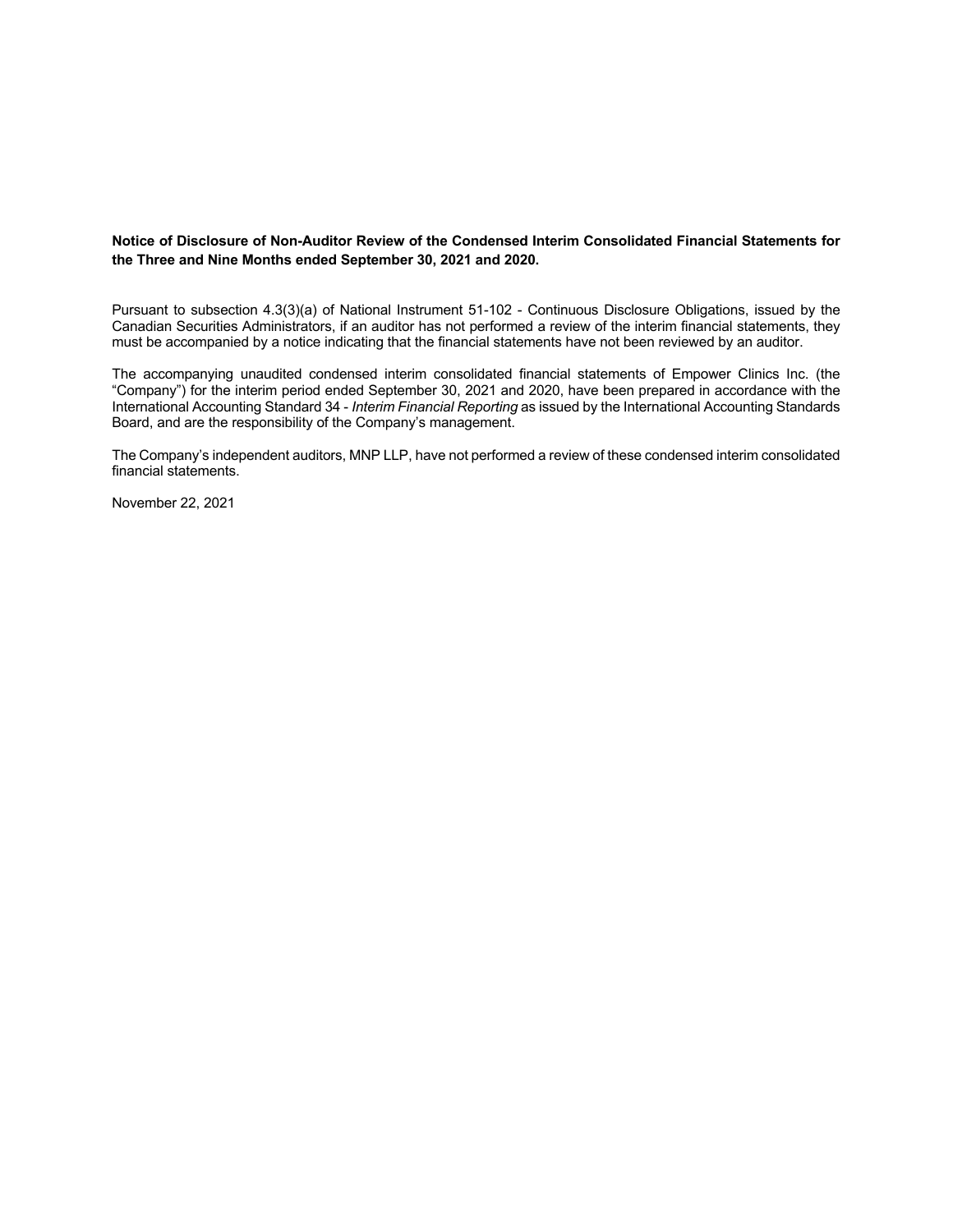**Notice of Disclosure of Non-Auditor Review of the Condensed Interim Consolidated Financial Statements for the Three and Nine Months ended September 30, 2021 and 2020.**

Pursuant to subsection 4.3(3)(a) of National Instrument 51-102 - Continuous Disclosure Obligations, issued by the Canadian Securities Administrators, if an auditor has not performed a review of the interim financial statements, they must be accompanied by a notice indicating that the financial statements have not been reviewed by an auditor.

The accompanying unaudited condensed interim consolidated financial statements of Empower Clinics Inc. (the "Company") for the interim period ended September 30, 2021 and 2020, have been prepared in accordance with the International Accounting Standard 34 - *Interim Financial Reporting* as issued by the International Accounting Standards Board, and are the responsibility of the Company's management.

The Company's independent auditors, MNP LLP, have not performed a review of these condensed interim consolidated financial statements.

November 22, 2021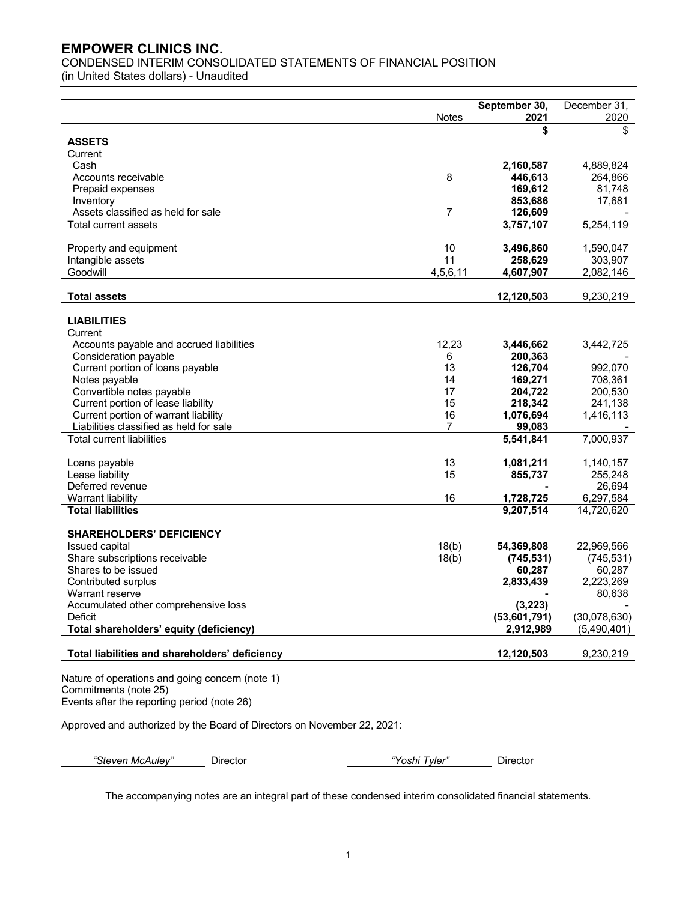# EMPOWER CLINICS INC.

CONDENSED INTERIM CONSOLIDATED STATEMENTS OF FINANCIAL POSITION
(in United States dollars) - Unaudited

| | Notes | September 30, 2021 | December 31, 2020 |
|---|---|---|---|
| | | **$** | $ |
| **ASSETS** | | | |
| Current | | | |
| Cash | | **2,160,587** | 4,889,824 |
| Accounts receivable | 8 | **446,613** | 264,866 |
| Prepaid expenses | | **169,612** | 81,748 |
| Inventory | | **853,686** | 17,681 |
| Assets classified as held for sale | 7 | **126,609** | - |
| Total current assets | | **3,757,107** | 5,254,119 |
| | | | |
| Property and equipment | 10 | **3,496,860** | 1,590,047 |
| Intangible assets | 11 | **258,629** | 303,907 |
| Goodwill | 4,5,6,11 | **4,607,907** | 2,082,146 |
| | | | |
| **Total assets** | | **12,120,503** | 9,230,219 |
| | | | |
| **LIABILITIES** | | | |
| Current | | | |
| Accounts payable and accrued liabilities | 12,23 | **3,446,662** | 3,442,725 |
| Consideration payable | 6 | **200,363** | - |
| Current portion of loans payable | 13 | **126,704** | 992,070 |
| Notes payable | 14 | **169,271** | 708,361 |
| Convertible notes payable | 17 | **204,722** | 200,530 |
| Current portion of lease liability | 15 | **218,342** | 241,138 |
| Current portion of warrant liability | 16 | **1,076,694** | 1,416,113 |
| Liabilities classified as held for sale | 7 | **99,083** | - |
| Total current liabilities | | **5,541,841** | 7,000,937 |
| | | | |
| Loans payable | 13 | **1,081,211** | 1,140,157 |
| Lease liability | 15 | **855,737** | 255,248 |
| Deferred revenue | | **-** | 26,694 |
| Warrant liability | 16 | **1,728,725** | 6,297,584 |
| **Total liabilities** | | **9,207,514** | 14,720,620 |
| | | | |
| **SHAREHOLDERS' DEFICIENCY** | | | |
| Issued capital | 18(b) | **54,369,808** | 22,969,566 |
| Share subscriptions receivable | 18(b) | **(745,531)** | (745,531) |
| Shares to be issued | | **60,287** | 60,287 |
| Contributed surplus | | **2,833,439** | 2,223,269 |
| Warrant reserve | | **-** | 80,638 |
| Accumulated other comprehensive loss | | **(3,223)** | - |
| Deficit | | **(53,601,791)** | (30,078,630) |
| **Total shareholders' equity (deficiency)** | | **2,912,989** | (5,490,401) |
| | | | |
| **Total liabilities and shareholders' deficiency** | | **12,120,503** | 9,230,219 |

Nature of operations and going concern (note 1)
Commitments (note 25)
Events after the reporting period (note 26)

Approved and authorized by the Board of Directors on November 22, 2021:

*"Steven McAuley"* Director    *"Yoshi Tyler"* Director

The accompanying notes are an integral part of these condensed interim consolidated financial statements.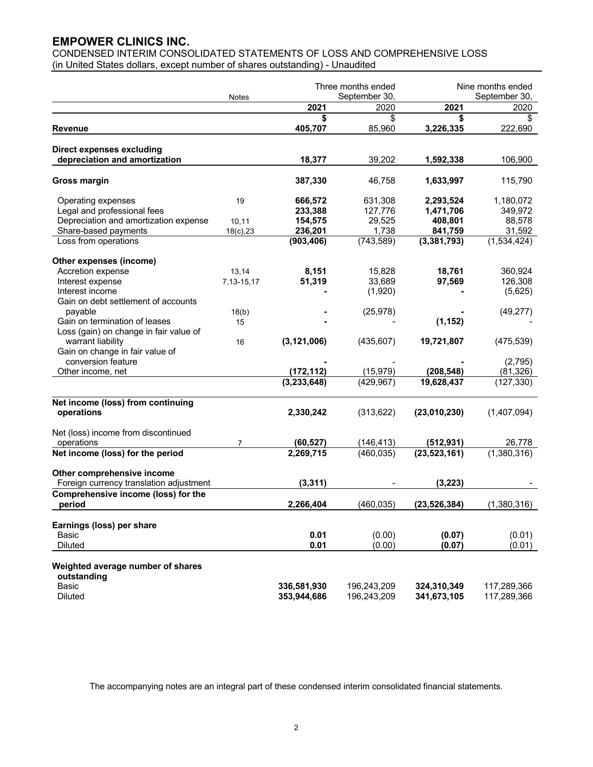# EMPOWER CLINICS INC.

CONDENSED INTERIM CONSOLIDATED STATEMENTS OF LOSS AND COMPREHENSIVE LOSS
(in United States dollars, except number of shares outstanding) - Unaudited

| | Notes | Three months ended September 30, 2021 | Three months ended September 30, 2020 | Nine months ended September 30, 2021 | Nine months ended September 30, 2020 |
|---|---|---|---|---|---|
| | | **$** | $ | **$** | $ |
| **Revenue** | | **405,707** | 85,960 | **3,226,335** | 222,690 |
| **Direct expenses excluding depreciation and amortization** | | **18,377** | 39,202 | **1,592,338** | 106,900 |
| **Gross margin** | | **387,330** | 46,758 | **1,633,997** | 115,790 |
| Operating expenses | 19 | **666,572** | 631,308 | **2,293,524** | 1,180,072 |
| Legal and professional fees | | **233,388** | 127,776 | **1,471,706** | 349,972 |
| Depreciation and amortization expense | 10,11 | **154,575** | 29,525 | **408,801** | 88,578 |
| Share-based payments | 18(c),23 | **236,201** | 1,738 | **841,759** | 31,592 |
| Loss from operations | | **(903,406)** | (743,589) | **(3,381,793)** | (1,534,424) |
| **Other expenses (income)** | | | | | |
| Accretion expense | 13,14 | **8,151** | 15,828 | **18,761** | 360,924 |
| Interest expense | 7,13-15,17 | **51,319** | 33,689 | **97,569** | 126,308 |
| Interest income | | **-** | (1,920) | **-** | (5,625) |
| Gain on debt settlement of accounts payable | 18(b) | **-** | (25,978) | **-** | (49,277) |
| Gain on termination of leases | 15 | **-** | - | **(1,152)** | - |
| Loss (gain) on change in fair value of warrant liability | 16 | **(3,121,006)** | (435,607) | **19,721,807** | (475,539) |
| Gain on change in fair value of conversion feature | | **-** | - | **-** | (2,795) |
| Other income, net | | **(172,112)** | (15,979) | **(208,548)** | (81,326) |
| | | **(3,233,648)** | (429,967) | **19,628,437** | (127,330) |
| **Net income (loss) from continuing operations** | | **2,330,242** | (313,622) | **(23,010,230)** | (1,407,094) |
| Net (loss) income from discontinued operations | 7 | **(60,527)** | (146,413) | **(512,931)** | 26,778 |
| **Net income (loss) for the period** | | **2,269,715** | (460,035) | **(23,523,161)** | (1,380,316) |
| **Other comprehensive income** | | | | | |
| Foreign currency translation adjustment | | **(3,311)** | - | **(3,223)** | - |
| **Comprehensive income (loss) for the period** | | **2,266,404** | (460,035) | **(23,526,384)** | (1,380,316) |
| **Earnings (loss) per share** | | | | | |
| Basic | | **0.01** | (0.00) | **(0.07)** | (0.01) |
| Diluted | | **0.01** | (0.00) | **(0.07)** | (0.01) |
| **Weighted average number of shares outstanding** | | | | | |
| Basic | | **336,581,930** | 196,243,209 | **324,310,349** | 117,289,366 |
| Diluted | | **353,944,686** | 196,243,209 | **341,673,105** | 117,289,366 |

The accompanying notes are an integral part of these condensed interim consolidated financial statements.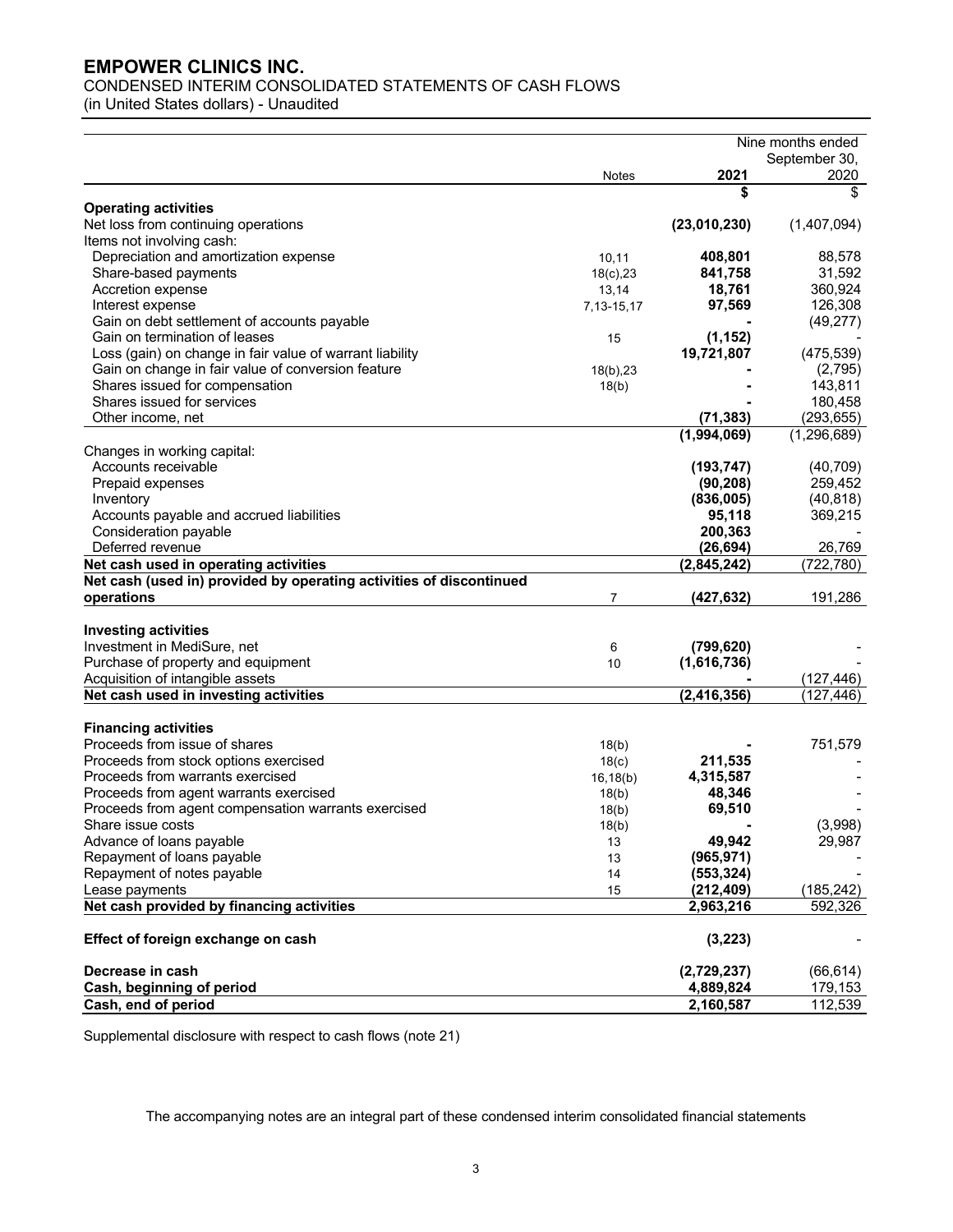# EMPOWER CLINICS INC.

CONDENSED INTERIM CONSOLIDATED STATEMENTS OF CASH FLOWS
(in United States dollars) - Unaudited

| | Notes | Nine months ended September 30, 2021 | 2020 |
|---|---|---|---|
| | | $ | $ |
| **Operating activities** | | | |
| Net loss from continuing operations | | **(23,010,230)** | (1,407,094) |
| Items not involving cash: | | | |
| Depreciation and amortization expense | 10,11 | **408,801** | 88,578 |
| Share-based payments | 18(c),23 | **841,758** | 31,592 |
| Accretion expense | 13,14 | **18,761** | 360,924 |
| Interest expense | 7,13-15,17 | **97,569** | 126,308 |
| Gain on debt settlement of accounts payable | | **-** | (49,277) |
| Gain on termination of leases | 15 | **(1,152)** | - |
| Loss (gain) on change in fair value of warrant liability | | **19,721,807** | (475,539) |
| Gain on change in fair value of conversion feature | 18(b),23 | **-** | (2,795) |
| Shares issued for compensation | 18(b) | **-** | 143,811 |
| Shares issued for services | | **-** | 180,458 |
| Other income, net | | **(71,383)** | (293,655) |
| | | **(1,994,069)** | (1,296,689) |
| Changes in working capital: | | | |
| Accounts receivable | | **(193,747)** | (40,709) |
| Prepaid expenses | | **(90,208)** | 259,452 |
| Inventory | | **(836,005)** | (40,818) |
| Accounts payable and accrued liabilities | | **95,118** | 369,215 |
| Consideration payable | | **200,363** | - |
| Deferred revenue | | **(26,694)** | 26,769 |
| **Net cash used in operating activities** | | **(2,845,242)** | (722,780) |
| **Net cash (used in) provided by operating activities of discontinued operations** | 7 | **(427,632)** | 191,286 |
| **Investing activities** | | | |
| Investment in MediSure, net | 6 | **(799,620)** | - |
| Purchase of property and equipment | 10 | **(1,616,736)** | - |
| Acquisition of intangible assets | | **-** | (127,446) |
| **Net cash used in investing activities** | | **(2,416,356)** | (127,446) |
| **Financing activities** | | | |
| Proceeds from issue of shares | 18(b) | **-** | 751,579 |
| Proceeds from stock options exercised | 18(c) | **211,535** | - |
| Proceeds from warrants exercised | 16,18(b) | **4,315,587** | - |
| Proceeds from agent warrants exercised | 18(b) | **48,346** | - |
| Proceeds from agent compensation warrants exercised | 18(b) | **69,510** | - |
| Share issue costs | 18(b) | **-** | (3,998) |
| Advance of loans payable | 13 | **49,942** | 29,987 |
| Repayment of loans payable | 13 | **(965,971)** | - |
| Repayment of notes payable | 14 | **(553,324)** | - |
| Lease payments | 15 | **(212,409)** | (185,242) |
| **Net cash provided by financing activities** | | **2,963,216** | 592,326 |
| **Effect of foreign exchange on cash** | | **(3,223)** | - |
| **Decrease in cash** | | **(2,729,237)** | (66,614) |
| **Cash, beginning of period** | | **4,889,824** | 179,153 |
| **Cash, end of period** | | **2,160,587** | 112,539 |

Supplemental disclosure with respect to cash flows (note 21)

The accompanying notes are an integral part of these condensed interim consolidated financial statements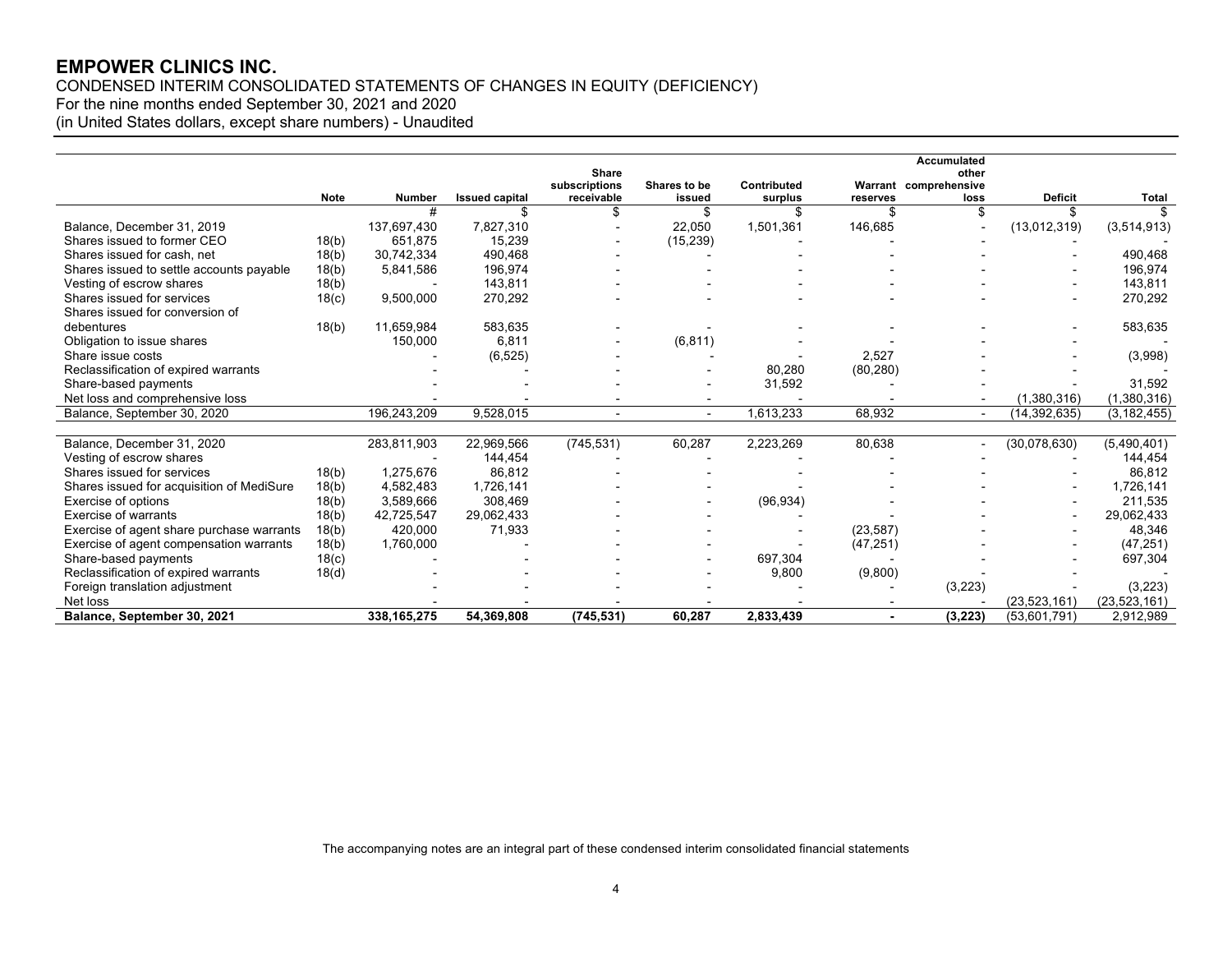# EMPOWER CLINICS INC.

CONDENSED INTERIM CONSOLIDATED STATEMENTS OF CHANGES IN EQUITY (DEFICIENCY)
For the nine months ended September 30, 2021 and 2020
(in United States dollars, except share numbers) - Unaudited

| | Note | Number | Issued capital | Share subscriptions receivable | Shares to be issued | Contributed surplus | Warrant reserves | Accumulated other comprehensive loss | Deficit | Total |
|---|---|---|---|---|---|---|---|---|---|---|
| | | # | $ | $ | $ | $ | $ | $ | $ | $ |
| Balance, December 31, 2019 | | 137,697,430 | 7,827,310 | - | 22,050 | 1,501,361 | 146,685 | - | (13,012,319) | (3,514,913) |
| Shares issued to former CEO | 18(b) | 651,875 | 15,239 | - | (15,239) | - | - | - | - | - |
| Shares issued for cash, net | 18(b) | 30,742,334 | 490,468 | - | - | - | - | - | - | 490,468 |
| Shares issued to settle accounts payable | 18(b) | 5,841,586 | 196,974 | - | - | - | - | - | - | 196,974 |
| Vesting of escrow shares | 18(b) | - | 143,811 | - | - | - | - | - | - | 143,811 |
| Shares issued for services | 18(c) | 9,500,000 | 270,292 | - | - | - | - | - | - | 270,292 |
| Shares issued for conversion of debentures | 18(b) | 11,659,984 | 583,635 | - | - | - | - | - | - | 583,635 |
| Obligation to issue shares | | 150,000 | 6,811 | - | (6,811) | - | - | - | - | - |
| Share issue costs | | - | (6,525) | - | - | - | 2,527 | - | - | (3,998) |
| Reclassification of expired warrants | | - | - | - | - | 80,280 | (80,280) | - | - | - |
| Share-based payments | | - | - | - | - | 31,592 | - | - | - | 31,592 |
| Net loss and comprehensive loss | | - | - | - | - | - | - | - | (1,380,316) | (1,380,316) |
| Balance, September 30, 2020 | | 196,243,209 | 9,528,015 | - | - | 1,613,233 | 68,932 | - | (14,392,635) | (3,182,455) |
| | | | | | | | | | | |
| Balance, December 31, 2020 | | 283,811,903 | 22,969,566 | (745,531) | 60,287 | 2,223,269 | 80,638 | - | (30,078,630) | (5,490,401) |
| Vesting of escrow shares | | - | 144,454 | - | - | - | - | - | - | 144,454 |
| Shares issued for services | 18(b) | 1,275,676 | 86,812 | - | - | - | - | - | - | 86,812 |
| Shares issued for acquisition of MediSure | 18(b) | 4,582,483 | 1,726,141 | - | - | - | - | - | - | 1,726,141 |
| Exercise of options | 18(b) | 3,589,666 | 308,469 | - | - | (96,934) | - | - | - | 211,535 |
| Exercise of warrants | 18(b) | 42,725,547 | 29,062,433 | - | - | - | - | - | - | 29,062,433 |
| Exercise of agent share purchase warrants | 18(b) | 420,000 | 71,933 | - | - | - | (23,587) | - | - | 48,346 |
| Exercise of agent compensation warrants | 18(b) | 1,760,000 | - | - | - | - | (47,251) | - | - | (47,251) |
| Share-based payments | 18(c) | - | - | - | - | 697,304 | - | - | - | 697,304 |
| Reclassification of expired warrants | 18(d) | - | - | - | - | 9,800 | (9,800) | - | - | - |
| Foreign translation adjustment | | - | - | - | - | - | - | (3,223) | - | (3,223) |
| Net loss | | - | - | - | - | - | - | - | (23,523,161) | (23,523,161) |
| **Balance, September 30, 2021** | | **338,165,275** | **54,369,808** | **(745,531)** | **60,287** | **2,833,439** | **-** | **(3,223)** | (53,601,791) | 2,912,989 |

The accompanying notes are an integral part of these condensed interim consolidated financial statements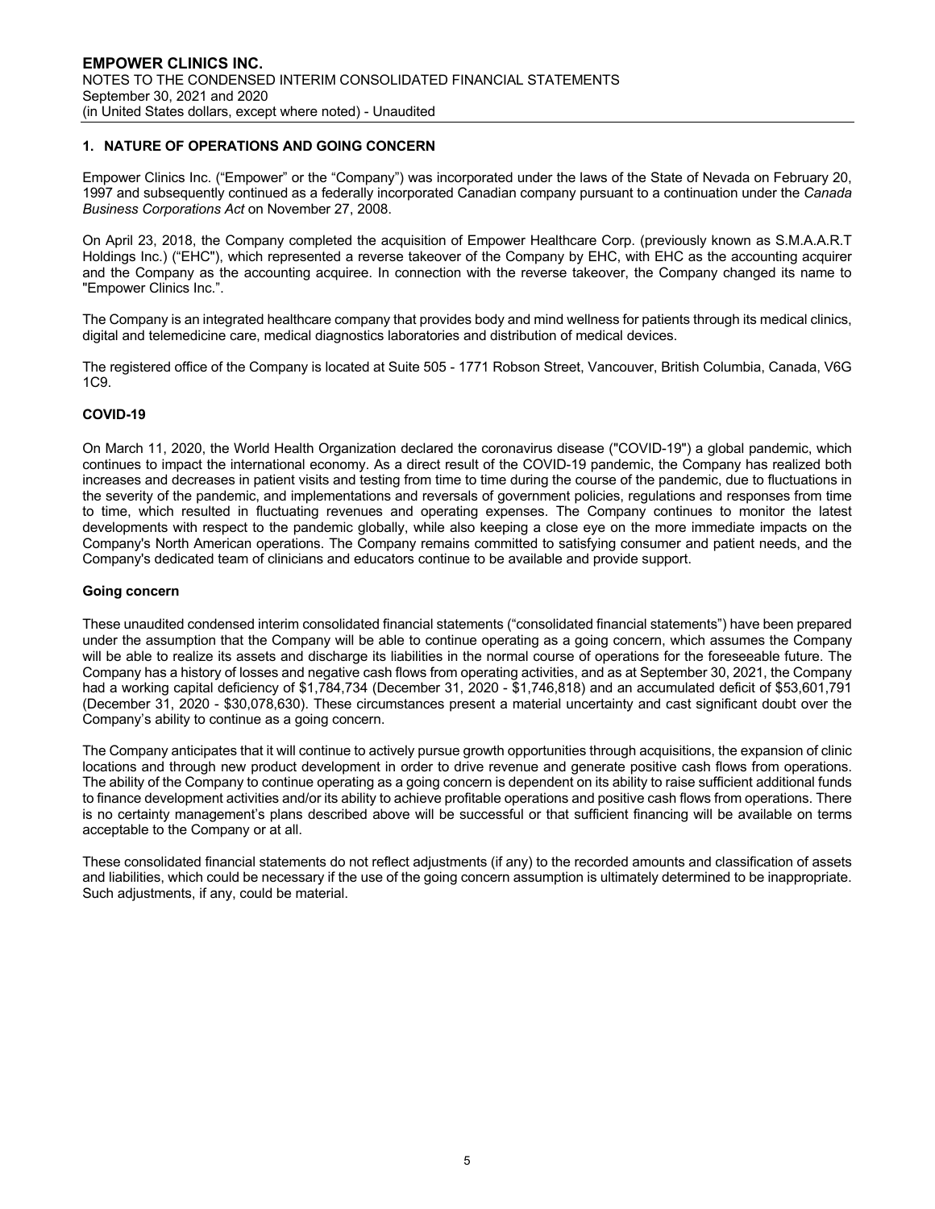## 1. NATURE OF OPERATIONS AND GOING CONCERN

Empower Clinics Inc. ("Empower" or the "Company") was incorporated under the laws of the State of Nevada on February 20, 1997 and subsequently continued as a federally incorporated Canadian company pursuant to a continuation under the *Canada Business Corporations Act* on November 27, 2008.

On April 23, 2018, the Company completed the acquisition of Empower Healthcare Corp. (previously known as S.M.A.A.R.T Holdings Inc.) ("EHC"), which represented a reverse takeover of the Company by EHC, with EHC as the accounting acquirer and the Company as the accounting acquiree. In connection with the reverse takeover, the Company changed its name to "Empower Clinics Inc.".

The Company is an integrated healthcare company that provides body and mind wellness for patients through its medical clinics, digital and telemedicine care, medical diagnostics laboratories and distribution of medical devices.

The registered office of the Company is located at Suite 505 - 1771 Robson Street, Vancouver, British Columbia, Canada, V6G 1C9.

### COVID-19

On March 11, 2020, the World Health Organization declared the coronavirus disease ("COVID-19") a global pandemic, which continues to impact the international economy. As a direct result of the COVID-19 pandemic, the Company has realized both increases and decreases in patient visits and testing from time to time during the course of the pandemic, due to fluctuations in the severity of the pandemic, and implementations and reversals of government policies, regulations and responses from time to time, which resulted in fluctuating revenues and operating expenses. The Company continues to monitor the latest developments with respect to the pandemic globally, while also keeping a close eye on the more immediate impacts on the Company's North American operations. The Company remains committed to satisfying consumer and patient needs, and the Company's dedicated team of clinicians and educators continue to be available and provide support.

### Going concern

These unaudited condensed interim consolidated financial statements ("consolidated financial statements") have been prepared under the assumption that the Company will be able to continue operating as a going concern, which assumes the Company will be able to realize its assets and discharge its liabilities in the normal course of operations for the foreseeable future. The Company has a history of losses and negative cash flows from operating activities, and as at September 30, 2021, the Company had a working capital deficiency of $1,784,734 (December 31, 2020 - $1,746,818) and an accumulated deficit of $53,601,791 (December 31, 2020 - $30,078,630). These circumstances present a material uncertainty and cast significant doubt over the Company's ability to continue as a going concern.

The Company anticipates that it will continue to actively pursue growth opportunities through acquisitions, the expansion of clinic locations and through new product development in order to drive revenue and generate positive cash flows from operations. The ability of the Company to continue operating as a going concern is dependent on its ability to raise sufficient additional funds to finance development activities and/or its ability to achieve profitable operations and positive cash flows from operations. There is no certainty management's plans described above will be successful or that sufficient financing will be available on terms acceptable to the Company or at all.

These consolidated financial statements do not reflect adjustments (if any) to the recorded amounts and classification of assets and liabilities, which could be necessary if the use of the going concern assumption is ultimately determined to be inappropriate. Such adjustments, if any, could be material.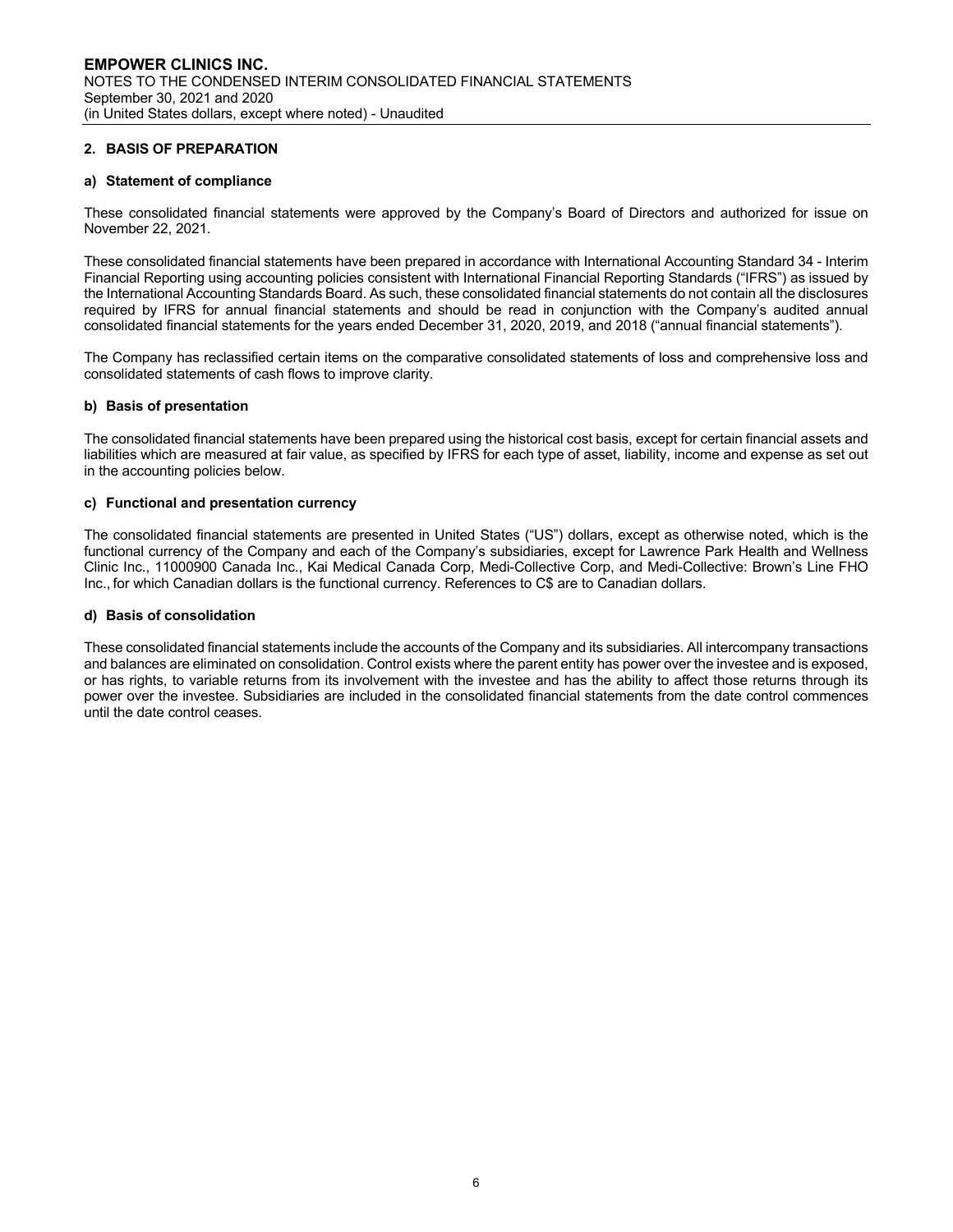## 2. BASIS OF PREPARATION

### a) Statement of compliance

These consolidated financial statements were approved by the Company's Board of Directors and authorized for issue on November 22, 2021.

These consolidated financial statements have been prepared in accordance with International Accounting Standard 34 - Interim Financial Reporting using accounting policies consistent with International Financial Reporting Standards ("IFRS") as issued by the International Accounting Standards Board. As such, these consolidated financial statements do not contain all the disclosures required by IFRS for annual financial statements and should be read in conjunction with the Company's audited annual consolidated financial statements for the years ended December 31, 2020, 2019, and 2018 ("annual financial statements").

The Company has reclassified certain items on the comparative consolidated statements of loss and comprehensive loss and consolidated statements of cash flows to improve clarity.

### b) Basis of presentation

The consolidated financial statements have been prepared using the historical cost basis, except for certain financial assets and liabilities which are measured at fair value, as specified by IFRS for each type of asset, liability, income and expense as set out in the accounting policies below.

### c) Functional and presentation currency

The consolidated financial statements are presented in United States ("US") dollars, except as otherwise noted, which is the functional currency of the Company and each of the Company's subsidiaries, except for Lawrence Park Health and Wellness Clinic Inc., 11000900 Canada Inc., Kai Medical Canada Corp, Medi-Collective Corp, and Medi-Collective: Brown's Line FHO Inc., for which Canadian dollars is the functional currency. References to C$ are to Canadian dollars.

### d) Basis of consolidation

These consolidated financial statements include the accounts of the Company and its subsidiaries. All intercompany transactions and balances are eliminated on consolidation. Control exists where the parent entity has power over the investee and is exposed, or has rights, to variable returns from its involvement with the investee and has the ability to affect those returns through its power over the investee. Subsidiaries are included in the consolidated financial statements from the date control commences until the date control ceases.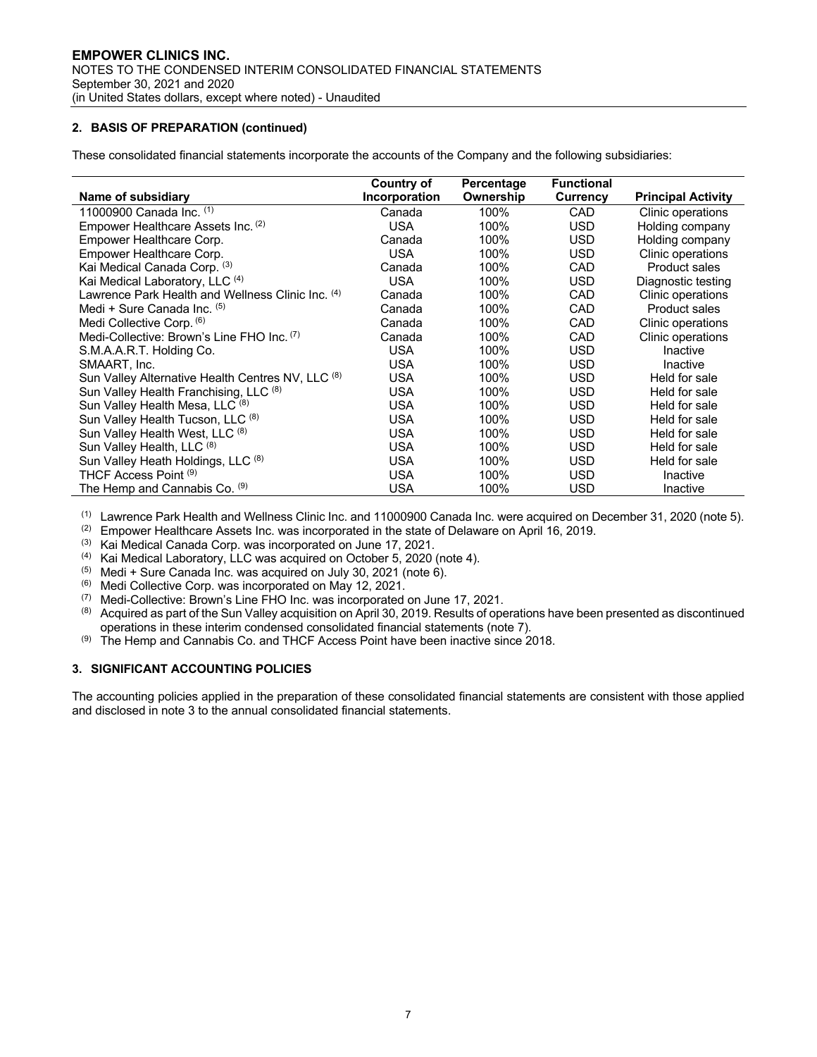## 2. BASIS OF PREPARATION (continued)

These consolidated financial statements incorporate the accounts of the Company and the following subsidiaries:

| Name of subsidiary | Country of Incorporation | Percentage Ownership | Functional Currency | Principal Activity |
|---|---|---|---|---|
| 11000900 Canada Inc. [(1)] | Canada | 100% | CAD | Clinic operations |
| Empower Healthcare Assets Inc. [(2)] | USA | 100% | USD | Holding company |
| Empower Healthcare Corp. | Canada | 100% | USD | Holding company |
| Empower Healthcare Corp. | USA | 100% | USD | Clinic operations |
| Kai Medical Canada Corp. [(3)] | Canada | 100% | CAD | Product sales |
| Kai Medical Laboratory, LLC [(4)] | USA | 100% | USD | Diagnostic testing |
| Lawrence Park Health and Wellness Clinic Inc. [(4)] | Canada | 100% | CAD | Clinic operations |
| Medi + Sure Canada Inc. [(5)] | Canada | 100% | CAD | Product sales |
| Medi Collective Corp. [(6)] | Canada | 100% | CAD | Clinic operations |
| Medi-Collective: Brown's Line FHO Inc. [(7)] | Canada | 100% | CAD | Clinic operations |
| S.M.A.A.R.T. Holding Co. | USA | 100% | USD | Inactive |
| SMAART, Inc. | USA | 100% | USD | Inactive |
| Sun Valley Alternative Health Centres NV, LLC [(8)] | USA | 100% | USD | Held for sale |
| Sun Valley Health Franchising, LLC [(8)] | USA | 100% | USD | Held for sale |
| Sun Valley Health Mesa, LLC [(8)] | USA | 100% | USD | Held for sale |
| Sun Valley Health Tucson, LLC [(8)] | USA | 100% | USD | Held for sale |
| Sun Valley Health West, LLC [(8)] | USA | 100% | USD | Held for sale |
| Sun Valley Health, LLC [(8)] | USA | 100% | USD | Held for sale |
| Sun Valley Heath Holdings, LLC [(8)] | USA | 100% | USD | Held for sale |
| THCF Access Point [(9)] | USA | 100% | USD | Inactive |
| The Hemp and Cannabis Co. [(9)] | USA | 100% | USD | Inactive |

(1) Lawrence Park Health and Wellness Clinic Inc. and 11000900 Canada Inc. were acquired on December 31, 2020 (note 5).
(2) Empower Healthcare Assets Inc. was incorporated in the state of Delaware on April 16, 2019.
(3) Kai Medical Canada Corp. was incorporated on June 17, 2021.
(4) Kai Medical Laboratory, LLC was acquired on October 5, 2020 (note 4).
(5) Medi + Sure Canada Inc. was acquired on July 30, 2021 (note 6).
(6) Medi Collective Corp. was incorporated on May 12, 2021.
(7) Medi-Collective: Brown's Line FHO Inc. was incorporated on June 17, 2021.
(8) Acquired as part of the Sun Valley acquisition on April 30, 2019. Results of operations have been presented as discontinued operations in these interim condensed consolidated financial statements (note 7).
(9) The Hemp and Cannabis Co. and THCF Access Point have been inactive since 2018.

## 3. SIGNIFICANT ACCOUNTING POLICIES

The accounting policies applied in the preparation of these consolidated financial statements are consistent with those applied and disclosed in note 3 to the annual consolidated financial statements.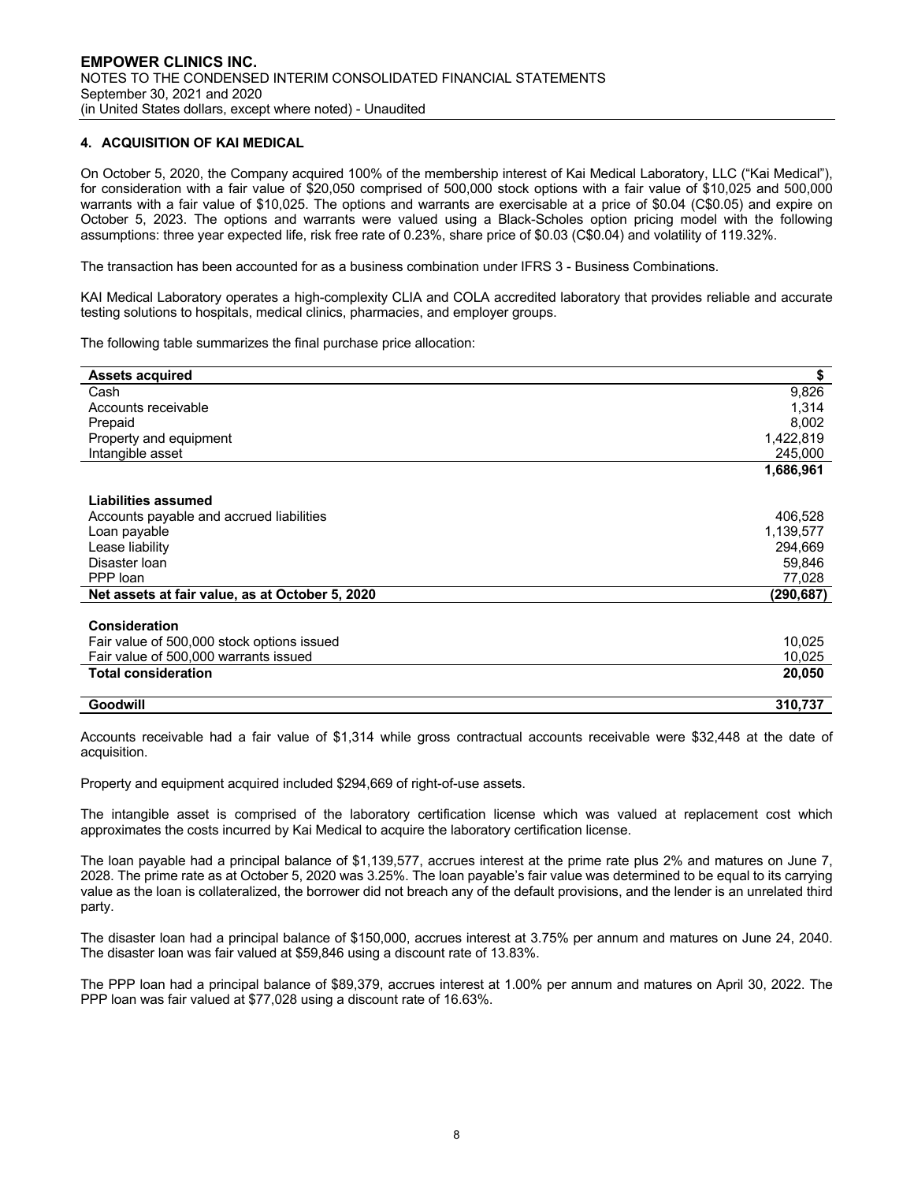## 4. ACQUISITION OF KAI MEDICAL

On October 5, 2020, the Company acquired 100% of the membership interest of Kai Medical Laboratory, LLC ("Kai Medical"), for consideration with a fair value of $20,050 comprised of 500,000 stock options with a fair value of $10,025 and 500,000 warrants with a fair value of $10,025. The options and warrants are exercisable at a price of $0.04 (C$0.05) and expire on October 5, 2023. The options and warrants were valued using a Black-Scholes option pricing model with the following assumptions: three year expected life, risk free rate of 0.23%, share price of $0.03 (C$0.04) and volatility of 119.32%.

The transaction has been accounted for as a business combination under IFRS 3 - Business Combinations.

KAI Medical Laboratory operates a high-complexity CLIA and COLA accredited laboratory that provides reliable and accurate testing solutions to hospitals, medical clinics, pharmacies, and employer groups.

The following table summarizes the final purchase price allocation:

| **Assets acquired** | **$** |
|---|---|
| Cash | 9,826 |
| Accounts receivable | 1,314 |
| Prepaid | 8,002 |
| Property and equipment | 1,422,819 |
| Intangible asset | 245,000 |
| | **1,686,961** |
| | |
| **Liabilities assumed** | |
| Accounts payable and accrued liabilities | 406,528 |
| Loan payable | 1,139,577 |
| Lease liability | 294,669 |
| Disaster loan | 59,846 |
| PPP loan | 77,028 |
| **Net assets at fair value, as at October 5, 2020** | **(290,687)** |
| | |
| **Consideration** | |
| Fair value of 500,000 stock options issued | 10,025 |
| Fair value of 500,000 warrants issued | 10,025 |
| **Total consideration** | **20,050** |
| | |
| **Goodwill** | **310,737** |

Accounts receivable had a fair value of $1,314 while gross contractual accounts receivable were $32,448 at the date of acquisition.

Property and equipment acquired included $294,669 of right-of-use assets.

The intangible asset is comprised of the laboratory certification license which was valued at replacement cost which approximates the costs incurred by Kai Medical to acquire the laboratory certification license.

The loan payable had a principal balance of $1,139,577, accrues interest at the prime rate plus 2% and matures on June 7, 2028. The prime rate as at October 5, 2020 was 3.25%. The loan payable's fair value was determined to be equal to its carrying value as the loan is collateralized, the borrower did not breach any of the default provisions, and the lender is an unrelated third party.

The disaster loan had a principal balance of $150,000, accrues interest at 3.75% per annum and matures on June 24, 2040. The disaster loan was fair valued at $59,846 using a discount rate of 13.83%.

The PPP loan had a principal balance of $89,379, accrues interest at 1.00% per annum and matures on April 30, 2022. The PPP loan was fair valued at $77,028 using a discount rate of 16.63%.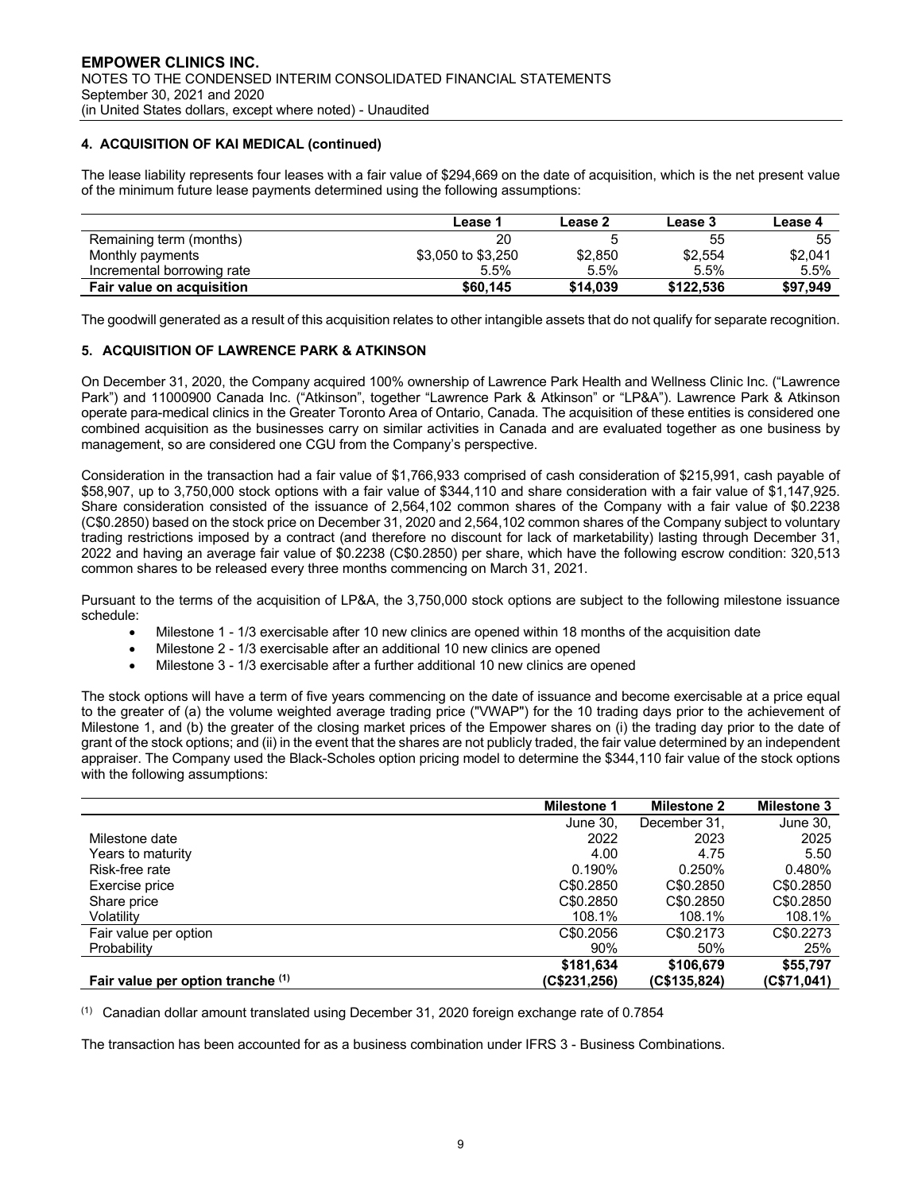## 4. ACQUISITION OF KAI MEDICAL (continued)

The lease liability represents four leases with a fair value of $294,669 on the date of acquisition, which is the net present value of the minimum future lease payments determined using the following assumptions:

| | Lease 1 | Lease 2 | Lease 3 | Lease 4 |
|---|---|---|---|---|
| Remaining term (months) | 20 | 5 | 55 | 55 |
| Monthly payments | $3,050 to $3,250 | $2,850 | $2,554 | $2,041 |
| Incremental borrowing rate | 5.5% | 5.5% | 5.5% | 5.5% |
| **Fair value on acquisition** | **$60,145** | **$14,039** | **$122,536** | **$97,949** |

The goodwill generated as a result of this acquisition relates to other intangible assets that do not qualify for separate recognition.

## 5. ACQUISITION OF LAWRENCE PARK & ATKINSON

On December 31, 2020, the Company acquired 100% ownership of Lawrence Park Health and Wellness Clinic Inc. ("Lawrence Park") and 11000900 Canada Inc. ("Atkinson", together "Lawrence Park & Atkinson" or "LP&A"). Lawrence Park & Atkinson operate para-medical clinics in the Greater Toronto Area of Ontario, Canada. The acquisition of these entities is considered one combined acquisition as the businesses carry on similar activities in Canada and are evaluated together as one business by management, so are considered one CGU from the Company's perspective.

Consideration in the transaction had a fair value of $1,766,933 comprised of cash consideration of $215,991, cash payable of $58,907, up to 3,750,000 stock options with a fair value of $344,110 and share consideration with a fair value of $1,147,925. Share consideration consisted of the issuance of 2,564,102 common shares of the Company with a fair value of $0.2238 (C$0.2850) based on the stock price on December 31, 2020 and 2,564,102 common shares of the Company subject to voluntary trading restrictions imposed by a contract (and therefore no discount for lack of marketability) lasting through December 31, 2022 and having an average fair value of $0.2238 (C$0.2850) per share, which have the following escrow condition: 320,513 common shares to be released every three months commencing on March 31, 2021.

Pursuant to the terms of the acquisition of LP&A, the 3,750,000 stock options are subject to the following milestone issuance schedule:

- Milestone 1 - 1/3 exercisable after 10 new clinics are opened within 18 months of the acquisition date
- Milestone 2 - 1/3 exercisable after an additional 10 new clinics are opened
- Milestone 3 - 1/3 exercisable after a further additional 10 new clinics are opened

The stock options will have a term of five years commencing on the date of issuance and become exercisable at a price equal to the greater of (a) the volume weighted average trading price ("VWAP") for the 10 trading days prior to the achievement of Milestone 1, and (b) the greater of the closing market prices of the Empower shares on (i) the trading day prior to the date of grant of the stock options; and (ii) in the event that the shares are not publicly traded, the fair value determined by an independent appraiser. The Company used the Black-Scholes option pricing model to determine the $344,110 fair value of the stock options with the following assumptions:

| | Milestone 1 | Milestone 2 | Milestone 3 |
|---|---|---|---|
| Milestone date | June 30, 2022 | December 31, 2023 | June 30, 2025 |
| Years to maturity | 4.00 | 4.75 | 5.50 |
| Risk-free rate | 0.190% | 0.250% | 0.480% |
| Exercise price | C$0.2850 | C$0.2850 | C$0.2850 |
| Share price | C$0.2850 | C$0.2850 | C$0.2850 |
| Volatility | 108.1% | 108.1% | 108.1% |
| Fair value per option | C$0.2056 | C$0.2173 | C$0.2273 |
| Probability | 90% | 50% | 25% |
| **Fair value per option tranche [(1)]** | **$181,634 (C$231,256)** | **$106,679 (C$135,824)** | **$55,797 (C$71,041)** |

[(1)] Canadian dollar amount translated using December 31, 2020 foreign exchange rate of 0.7854

The transaction has been accounted for as a business combination under IFRS 3 - Business Combinations.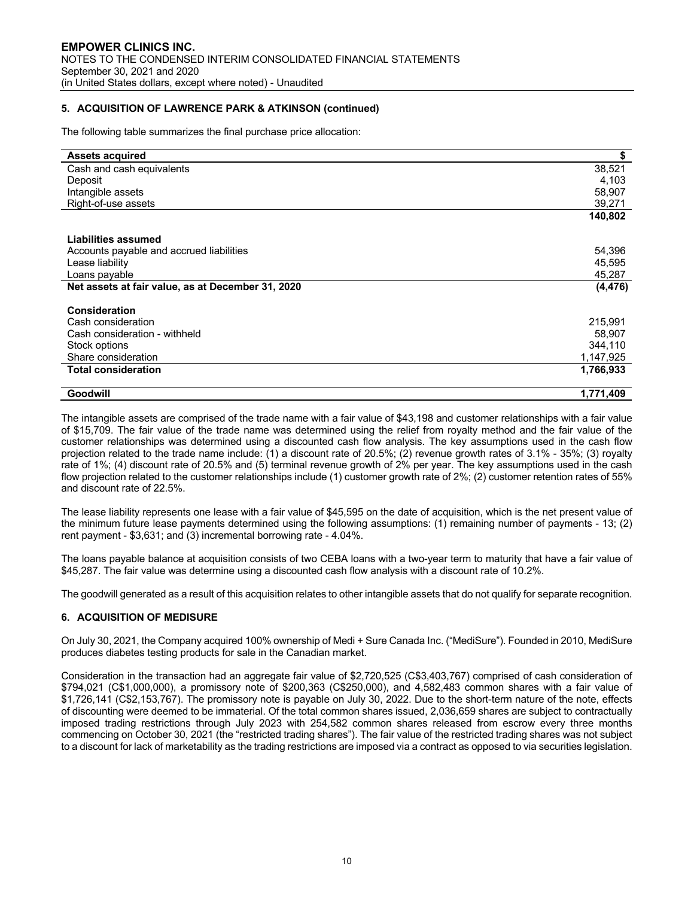## 5. ACQUISITION OF LAWRENCE PARK & ATKINSON (continued)

The following table summarizes the final purchase price allocation:

| Assets acquired | $ |
|---|---|
| Cash and cash equivalents | 38,521 |
| Deposit | 4,103 |
| Intangible assets | 58,907 |
| Right-of-use assets | 39,271 |
| | **140,802** |
| **Liabilities assumed** | |
| Accounts payable and accrued liabilities | 54,396 |
| Lease liability | 45,595 |
| Loans payable | 45,287 |
| **Net assets at fair value, as at December 31, 2020** | **(4,476)** |
| **Consideration** | |
| Cash consideration | 215,991 |
| Cash consideration - withheld | 58,907 |
| Stock options | 344,110 |
| Share consideration | 1,147,925 |
| **Total consideration** | **1,766,933** |
| **Goodwill** | **1,771,409** |

The intangible assets are comprised of the trade name with a fair value of $43,198 and customer relationships with a fair value of $15,709. The fair value of the trade name was determined using the relief from royalty method and the fair value of the customer relationships was determined using a discounted cash flow analysis. The key assumptions used in the cash flow projection related to the trade name include: (1) a discount rate of 20.5%; (2) revenue growth rates of 3.1% - 35%; (3) royalty rate of 1%; (4) discount rate of 20.5% and (5) terminal revenue growth of 2% per year. The key assumptions used in the cash flow projection related to the customer relationships include (1) customer growth rate of 2%; (2) customer retention rates of 55% and discount rate of 22.5%.

The lease liability represents one lease with a fair value of $45,595 on the date of acquisition, which is the net present value of the minimum future lease payments determined using the following assumptions: (1) remaining number of payments - 13; (2) rent payment - $3,631; and (3) incremental borrowing rate - 4.04%.

The loans payable balance at acquisition consists of two CEBA loans with a two-year term to maturity that have a fair value of $45,287. The fair value was determine using a discounted cash flow analysis with a discount rate of 10.2%.

The goodwill generated as a result of this acquisition relates to other intangible assets that do not qualify for separate recognition.

## 6. ACQUISITION OF MEDISURE

On July 30, 2021, the Company acquired 100% ownership of Medi + Sure Canada Inc. ("MediSure"). Founded in 2010, MediSure produces diabetes testing products for sale in the Canadian market.

Consideration in the transaction had an aggregate fair value of $2,720,525 (C$3,403,767) comprised of cash consideration of $794,021 (C$1,000,000), a promissory note of $200,363 (C$250,000), and 4,582,483 common shares with a fair value of $1,726,141 (C$2,153,767). The promissory note is payable on July 30, 2022. Due to the short-term nature of the note, effects of discounting were deemed to be immaterial. Of the total common shares issued, 2,036,659 shares are subject to contractually imposed trading restrictions through July 2023 with 254,582 common shares released from escrow every three months commencing on October 30, 2021 (the "restricted trading shares"). The fair value of the restricted trading shares was not subject to a discount for lack of marketability as the trading restrictions are imposed via a contract as opposed to via securities legislation.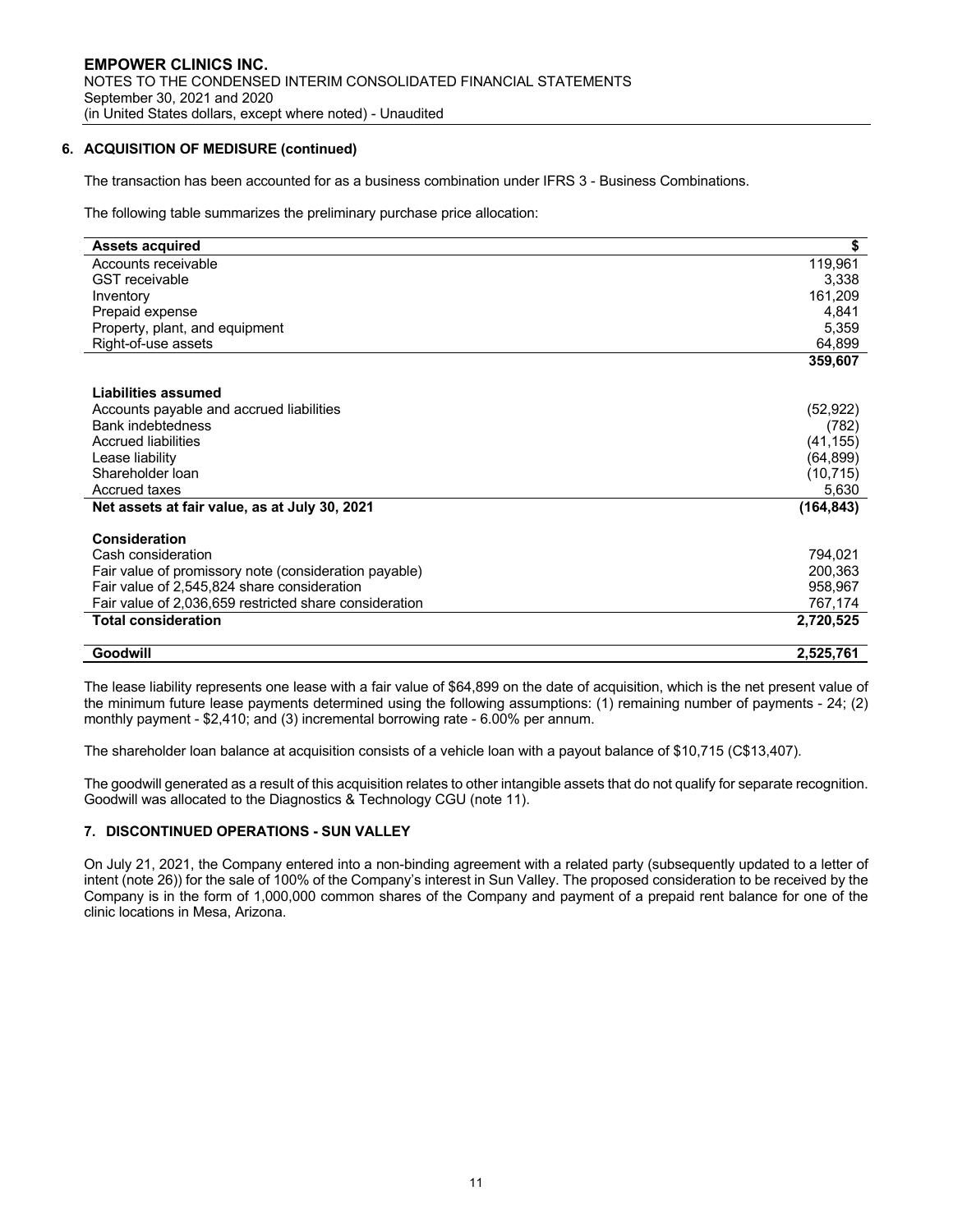## 6. ACQUISITION OF MEDISURE (continued)

The transaction has been accounted for as a business combination under IFRS 3 - Business Combinations.

The following table summarizes the preliminary purchase price allocation:

| **Assets acquired** | **$** |
|---|---|
| Accounts receivable | 119,961 |
| GST receivable | 3,338 |
| Inventory | 161,209 |
| Prepaid expense | 4,841 |
| Property, plant, and equipment | 5,359 |
| Right-of-use assets | 64,899 |
| | **359,607** |
| **Liabilities assumed** | |
| Accounts payable and accrued liabilities | (52,922) |
| Bank indebtedness | (782) |
| Accrued liabilities | (41,155) |
| Lease liability | (64,899) |
| Shareholder loan | (10,715) |
| Accrued taxes | 5,630 |
| **Net assets at fair value, as at July 30, 2021** | **(164,843)** |
| **Consideration** | |
| Cash consideration | 794,021 |
| Fair value of promissory note (consideration payable) | 200,363 |
| Fair value of 2,545,824 share consideration | 958,967 |
| Fair value of 2,036,659 restricted share consideration | 767,174 |
| **Total consideration** | **2,720,525** |
| **Goodwill** | **2,525,761** |

The lease liability represents one lease with a fair value of $64,899 on the date of acquisition, which is the net present value of the minimum future lease payments determined using the following assumptions: (1) remaining number of payments - 24; (2) monthly payment - $2,410; and (3) incremental borrowing rate - 6.00% per annum.

The shareholder loan balance at acquisition consists of a vehicle loan with a payout balance of $10,715 (C$13,407).

The goodwill generated as a result of this acquisition relates to other intangible assets that do not qualify for separate recognition. Goodwill was allocated to the Diagnostics & Technology CGU (note 11).

## 7. DISCONTINUED OPERATIONS - SUN VALLEY

On July 21, 2021, the Company entered into a non-binding agreement with a related party (subsequently updated to a letter of intent (note 26)) for the sale of 100% of the Company's interest in Sun Valley. The proposed consideration to be received by the Company is in the form of 1,000,000 common shares of the Company and payment of a prepaid rent balance for one of the clinic locations in Mesa, Arizona.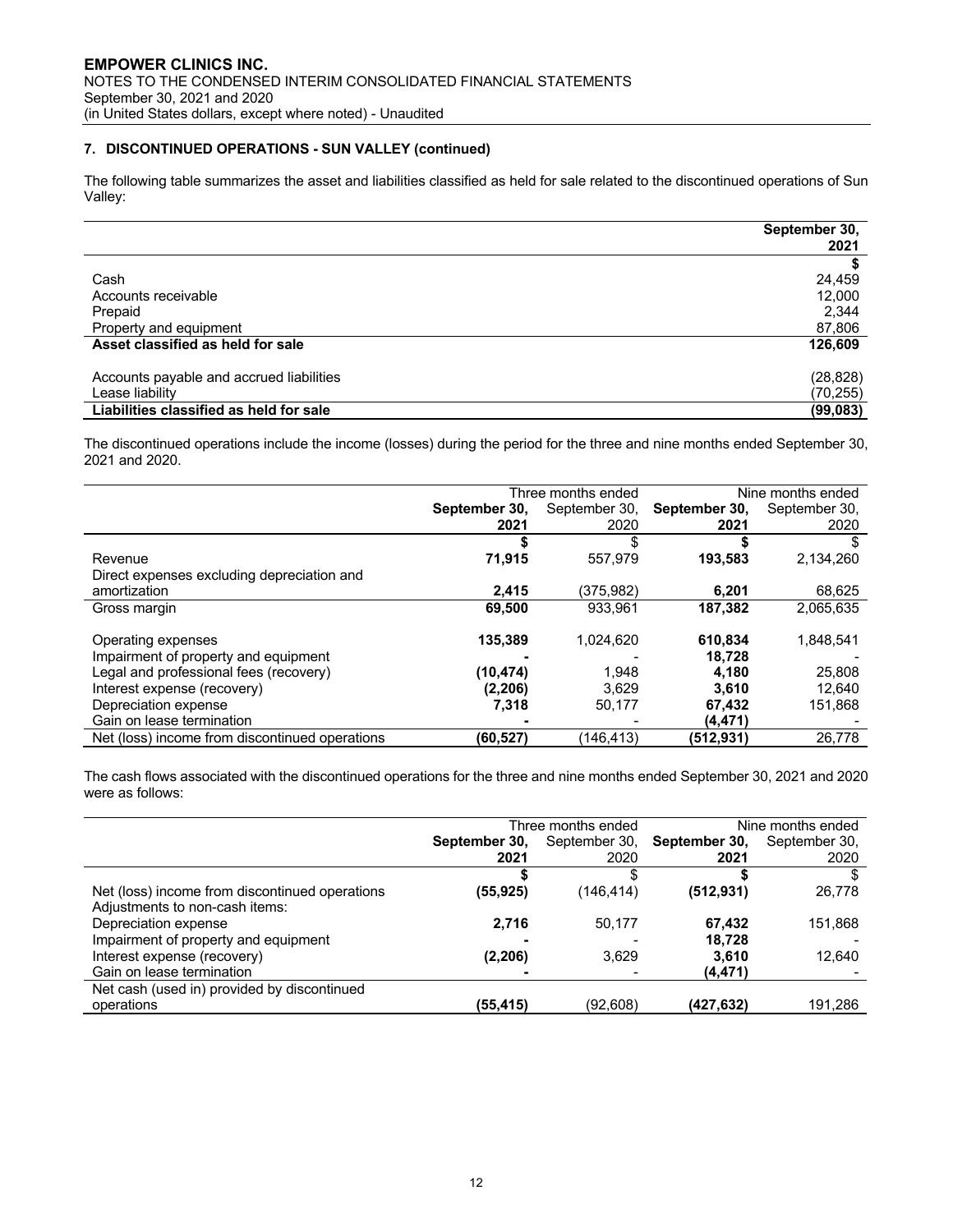### 7. DISCONTINUED OPERATIONS - SUN VALLEY (continued)

The following table summarizes the asset and liabilities classified as held for sale related to the discontinued operations of Sun Valley:

| | September 30, 2021 |
|---|---|
| | $ |
| Cash | 24,459 |
| Accounts receivable | 12,000 |
| Prepaid | 2,344 |
| Property and equipment | 87,806 |
| **Asset classified as held for sale** | **126,609** |
| | |
| Accounts payable and accrued liabilities | (28,828) |
| Lease liability | (70,255) |
| **Liabilities classified as held for sale** | **(99,083)** |

The discontinued operations include the income (losses) during the period for the three and nine months ended September 30, 2021 and 2020.

| | Three months ended | | Nine months ended | |
|---|---|---|---|---|
| | **September 30, 2021** | September 30, 2020 | **September 30, 2021** | September 30, 2020 |
| | **$** | $ | **$** | $ |
| Revenue | **71,915** | 557,979 | **193,583** | 2,134,260 |
| Direct expenses excluding depreciation and amortization | **2,415** | (375,982) | **6,201** | 68,625 |
| Gross margin | **69,500** | 933,961 | **187,382** | 2,065,635 |
| | | | | |
| Operating expenses | **135,389** | 1,024,620 | **610,834** | 1,848,541 |
| Impairment of property and equipment | **-** | - | **18,728** | - |
| Legal and professional fees (recovery) | **(10,474)** | 1,948 | **4,180** | 25,808 |
| Interest expense (recovery) | **(2,206)** | 3,629 | **3,610** | 12,640 |
| Depreciation expense | **7,318** | 50,177 | **67,432** | 151,868 |
| Gain on lease termination | **-** | - | **(4,471)** | - |
| Net (loss) income from discontinued operations | **(60,527)** | (146,413) | **(512,931)** | 26,778 |

The cash flows associated with the discontinued operations for the three and nine months ended September 30, 2021 and 2020 were as follows:

| | Three months ended | | Nine months ended | |
|---|---|---|---|---|
| | **September 30, 2021** | September 30, 2020 | **September 30, 2021** | September 30, 2020 |
| | **$** | $ | **$** | $ |
| Net (loss) income from discontinued operations | **(55,925)** | (146,414) | **(512,931)** | 26,778 |
| Adjustments to non-cash items: | | | | |
| Depreciation expense | **2,716** | 50,177 | **67,432** | 151,868 |
| Impairment of property and equipment | **-** | - | **18,728** | - |
| Interest expense (recovery) | **(2,206)** | 3,629 | **3,610** | 12,640 |
| Gain on lease termination | **-** | - | **(4,471)** | - |
| Net cash (used in) provided by discontinued operations | **(55,415)** | (92,608) | **(427,632)** | 191,286 |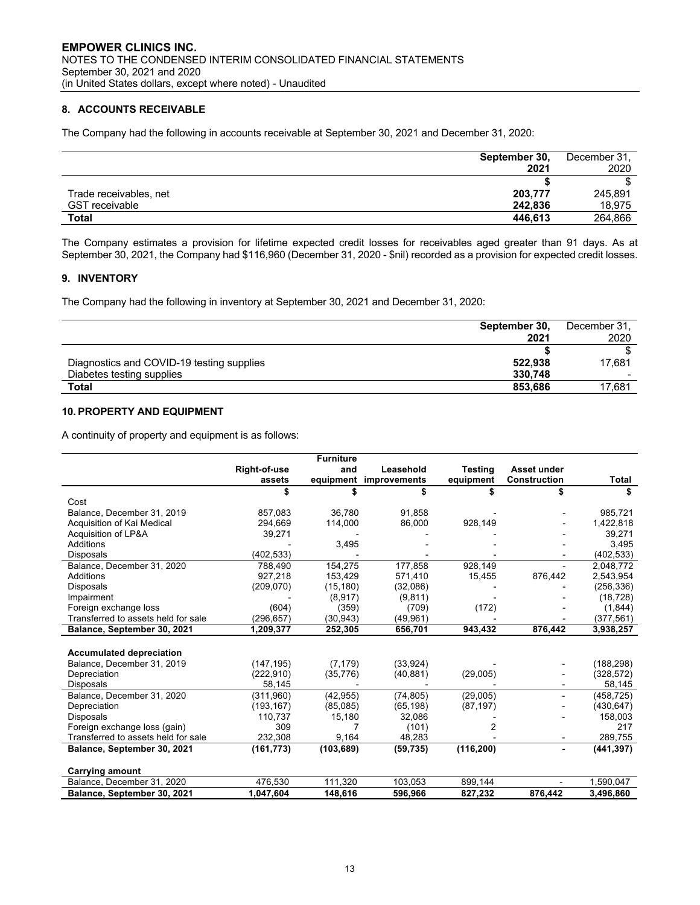## 8. ACCOUNTS RECEIVABLE

The Company had the following in accounts receivable at September 30, 2021 and December 31, 2020:

| | September 30, 2021 | December 31, 2020 |
|---|---|---|
| | $ | $ |
| Trade receivables, net | 203,777 | 245,891 |
| GST receivable | 242,836 | 18,975 |
| **Total** | **446,613** | 264,866 |

The Company estimates a provision for lifetime expected credit losses for receivables aged greater than 91 days. As at September 30, 2021, the Company had $116,960 (December 31, 2020 - $nil) recorded as a provision for expected credit losses.

## 9. INVENTORY

The Company had the following in inventory at September 30, 2021 and December 31, 2020:

| | September 30, 2021 | December 31, 2020 |
|---|---|---|
| | $ | $ |
| Diagnostics and COVID-19 testing supplies | 522,938 | 17,681 |
| Diabetes testing supplies | 330,748 | - |
| **Total** | **853,686** | 17,681 |

## 10. PROPERTY AND EQUIPMENT

A continuity of property and equipment is as follows:

| | Right-of-use assets | Furniture and equipment | Leasehold improvements | Testing equipment | Asset under Construction | Total |
|---|---|---|---|---|---|---|
| | $ | $ | $ | $ | $ | $ |
| Cost | | | | | | |
| Balance, December 31, 2019 | 857,083 | 36,780 | 91,858 | - | - | 985,721 |
| Acquisition of Kai Medical | 294,669 | 114,000 | 86,000 | 928,149 | - | 1,422,818 |
| Acquisition of LP&A | 39,271 | - | - | - | - | 39,271 |
| Additions | - | 3,495 | - | - | - | 3,495 |
| Disposals | (402,533) | - | - | - | - | (402,533) |
| Balance, December 31, 2020 | 788,490 | 154,275 | 177,858 | 928,149 | - | 2,048,772 |
| Additions | 927,218 | 153,429 | 571,410 | 15,455 | 876,442 | 2,543,954 |
| Disposals | (209,070) | (15,180) | (32,086) | - | - | (256,336) |
| Impairment | - | (8,917) | (9,811) | - | - | (18,728) |
| Foreign exchange loss | (604) | (359) | (709) | (172) | - | (1,844) |
| Transferred to assets held for sale | (296,657) | (30,943) | (49,961) | - | - | (377,561) |
| **Balance, September 30, 2021** | **1,209,377** | **252,305** | **656,701** | **943,432** | **876,442** | **3,938,257** |
| | | | | | | |
| **Accumulated depreciation** | | | | | | |
| Balance, December 31, 2019 | (147,195) | (7,179) | (33,924) | - | - | (188,298) |
| Depreciation | (222,910) | (35,776) | (40,881) | (29,005) | - | (328,572) |
| Disposals | 58,145 | - | - | - | - | 58,145 |
| Balance, December 31, 2020 | (311,960) | (42,955) | (74,805) | (29,005) | - | (458,725) |
| Depreciation | (193,167) | (85,085) | (65,198) | (87,197) | - | (430,647) |
| Disposals | 110,737 | 15,180 | 32,086 | - | - | 158,003 |
| Foreign exchange loss (gain) | 309 | 7 | (101) | 2 | | 217 |
| Transferred to assets held for sale | 232,308 | 9,164 | 48,283 | - | - | 289,755 |
| **Balance, September 30, 2021** | **(161,773)** | **(103,689)** | **(59,735)** | **(116,200)** | **-** | **(441,397)** |
| | | | | | | |
| **Carrying amount** | | | | | | |
| Balance, December 31, 2020 | 476,530 | 111,320 | 103,053 | 899,144 | - | 1,590,047 |
| **Balance, September 30, 2021** | **1,047,604** | **148,616** | **596,966** | **827,232** | **876,442** | **3,496,860** |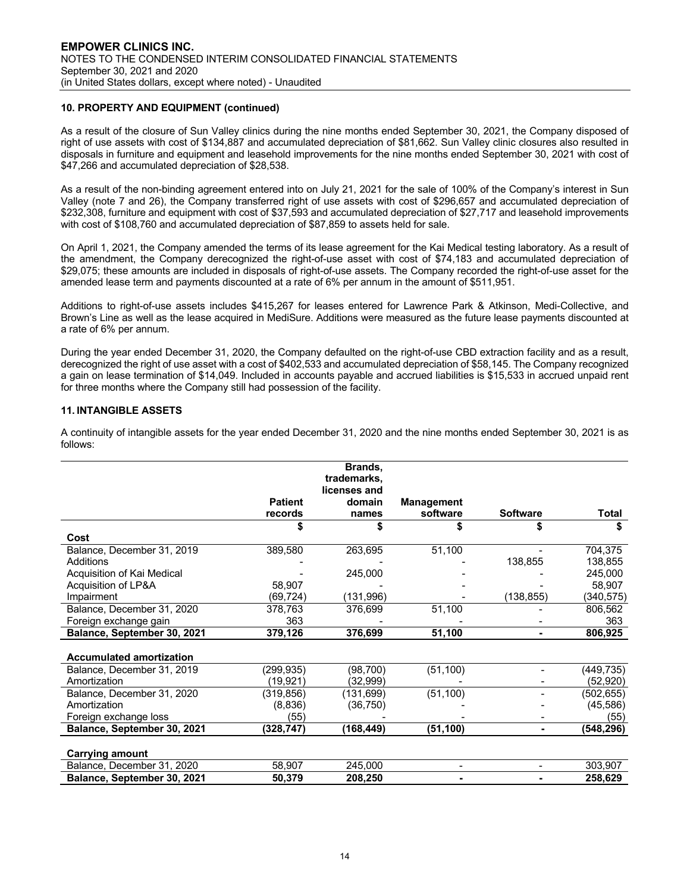## 10. PROPERTY AND EQUIPMENT (continued)

As a result of the closure of Sun Valley clinics during the nine months ended September 30, 2021, the Company disposed of right of use assets with cost of $134,887 and accumulated depreciation of $81,662. Sun Valley clinic closures also resulted in disposals in furniture and equipment and leasehold improvements for the nine months ended September 30, 2021 with cost of $47,266 and accumulated depreciation of $28,538.

As a result of the non-binding agreement entered into on July 21, 2021 for the sale of 100% of the Company's interest in Sun Valley (note 7 and 26), the Company transferred right of use assets with cost of $296,657 and accumulated depreciation of $232,308, furniture and equipment with cost of $37,593 and accumulated depreciation of $27,717 and leasehold improvements with cost of $108,760 and accumulated depreciation of $87,859 to assets held for sale.

On April 1, 2021, the Company amended the terms of its lease agreement for the Kai Medical testing laboratory. As a result of the amendment, the Company derecognized the right-of-use asset with cost of $74,183 and accumulated depreciation of $29,075; these amounts are included in disposals of right-of-use assets. The Company recorded the right-of-use asset for the amended lease term and payments discounted at a rate of 6% per annum in the amount of $511,951.

Additions to right-of-use assets includes $415,267 for leases entered for Lawrence Park & Atkinson, Medi-Collective, and Brown's Line as well as the lease acquired in MediSure. Additions were measured as the future lease payments discounted at a rate of 6% per annum.

During the year ended December 31, 2020, the Company defaulted on the right-of-use CBD extraction facility and as a result, derecognized the right of use asset with a cost of $402,533 and accumulated depreciation of $58,145. The Company recognized a gain on lease termination of $14,049. Included in accounts payable and accrued liabilities is $15,533 in accrued unpaid rent for three months where the Company still had possession of the facility.

## 11. INTANGIBLE ASSETS

A continuity of intangible assets for the year ended December 31, 2020 and the nine months ended September 30, 2021 is as follows:

| | Patient records | Brands, trademarks, licenses and domain names | Management software | Software | Total |
|---|---|---|---|---|---|
| | $ | $ | $ | $ | $ |
| **Cost** | | | | | |
| Balance, December 31, 2019 | 389,580 | 263,695 | 51,100 | - | 704,375 |
| Additions | - | - | - | 138,855 | 138,855 |
| Acquisition of Kai Medical | - | 245,000 | - | - | 245,000 |
| Acquisition of LP&A | 58,907 | - | - | - | 58,907 |
| Impairment | (69,724) | (131,996) | - | (138,855) | (340,575) |
| Balance, December 31, 2020 | 378,763 | 376,699 | 51,100 | - | 806,562 |
| Foreign exchange gain | 363 | - | - | - | 363 |
| **Balance, September 30, 2021** | **379,126** | **376,699** | **51,100** | **-** | **806,925** |
| | | | | | |
| **Accumulated amortization** | | | | | |
| Balance, December 31, 2019 | (299,935) | (98,700) | (51,100) | - | (449,735) |
| Amortization | (19,921) | (32,999) | - | - | (52,920) |
| Balance, December 31, 2020 | (319,856) | (131,699) | (51,100) | - | (502,655) |
| Amortization | (8,836) | (36,750) | - | - | (45,586) |
| Foreign exchange loss | (55) | - | - | - | (55) |
| **Balance, September 30, 2021** | **(328,747)** | **(168,449)** | **(51,100)** | **-** | **(548,296)** |
| | | | | | |
| **Carrying amount** | | | | | |
| Balance, December 31, 2020 | 58,907 | 245,000 | - | - | 303,907 |
| **Balance, September 30, 2021** | **50,379** | **208,250** | **-** | **-** | **258,629** |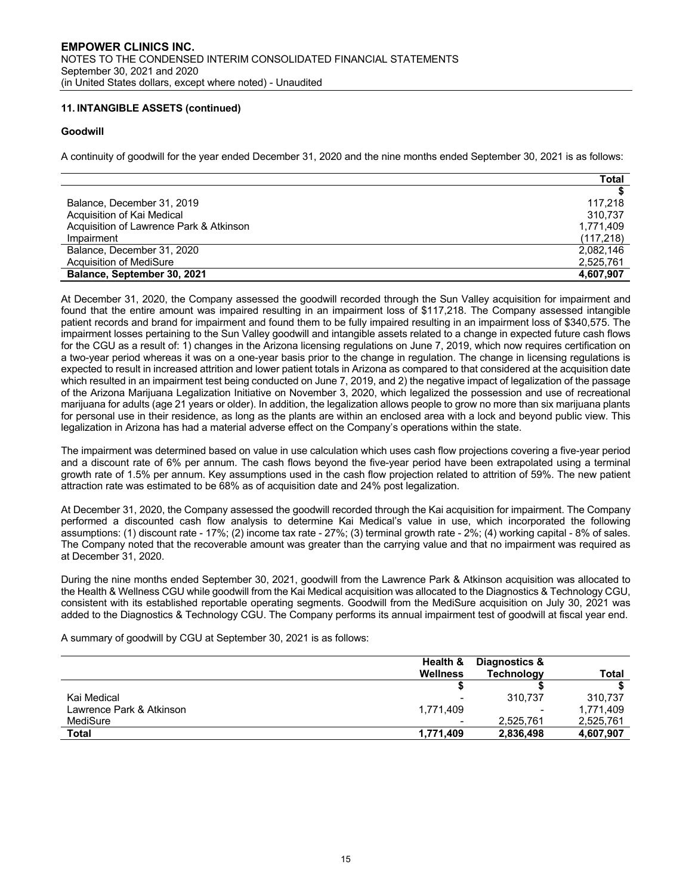## 11. INTANGIBLE ASSETS (continued)

### Goodwill

A continuity of goodwill for the year ended December 31, 2020 and the nine months ended September 30, 2021 is as follows:

| | Total |
|---|---|
| | $ |
| Balance, December 31, 2019 | 117,218 |
| Acquisition of Kai Medical | 310,737 |
| Acquisition of Lawrence Park & Atkinson | 1,771,409 |
| Impairment | (117,218) |
| Balance, December 31, 2020 | 2,082,146 |
| Acquisition of MediSure | 2,525,761 |
| **Balance, September 30, 2021** | **4,607,907** |

At December 31, 2020, the Company assessed the goodwill recorded through the Sun Valley acquisition for impairment and found that the entire amount was impaired resulting in an impairment loss of $117,218. The Company assessed intangible patient records and brand for impairment and found them to be fully impaired resulting in an impairment loss of $340,575. The impairment losses pertaining to the Sun Valley goodwill and intangible assets related to a change in expected future cash flows for the CGU as a result of: 1) changes in the Arizona licensing regulations on June 7, 2019, which now requires certification on a two-year period whereas it was on a one-year basis prior to the change in regulation. The change in licensing regulations is expected to result in increased attrition and lower patient totals in Arizona as compared to that considered at the acquisition date which resulted in an impairment test being conducted on June 7, 2019, and 2) the negative impact of legalization of the passage of the Arizona Marijuana Legalization Initiative on November 3, 2020, which legalized the possession and use of recreational marijuana for adults (age 21 years or older). In addition, the legalization allows people to grow no more than six marijuana plants for personal use in their residence, as long as the plants are within an enclosed area with a lock and beyond public view. This legalization in Arizona has had a material adverse effect on the Company's operations within the state.

The impairment was determined based on value in use calculation which uses cash flow projections covering a five-year period and a discount rate of 6% per annum. The cash flows beyond the five-year period have been extrapolated using a terminal growth rate of 1.5% per annum. Key assumptions used in the cash flow projection related to attrition of 59%. The new patient attraction rate was estimated to be 68% as of acquisition date and 24% post legalization.

At December 31, 2020, the Company assessed the goodwill recorded through the Kai acquisition for impairment. The Company performed a discounted cash flow analysis to determine Kai Medical's value in use, which incorporated the following assumptions: (1) discount rate - 17%; (2) income tax rate - 27%; (3) terminal growth rate - 2%; (4) working capital - 8% of sales. The Company noted that the recoverable amount was greater than the carrying value and that no impairment was required as at December 31, 2020.

During the nine months ended September 30, 2021, goodwill from the Lawrence Park & Atkinson acquisition was allocated to the Health & Wellness CGU while goodwill from the Kai Medical acquisition was allocated to the Diagnostics & Technology CGU, consistent with its established reportable operating segments. Goodwill from the MediSure acquisition on July 30, 2021 was added to the Diagnostics & Technology CGU. The Company performs its annual impairment test of goodwill at fiscal year end.

A summary of goodwill by CGU at September 30, 2021 is as follows:

| | Health & Wellness | Diagnostics & Technology | Total |
|---|---|---|---|
| | $ | $ | $ |
| Kai Medical | - | 310,737 | 310,737 |
| Lawrence Park & Atkinson | 1,771,409 | - | 1,771,409 |
| MediSure | - | 2,525,761 | 2,525,761 |
| **Total** | **1,771,409** | **2,836,498** | **4,607,907** |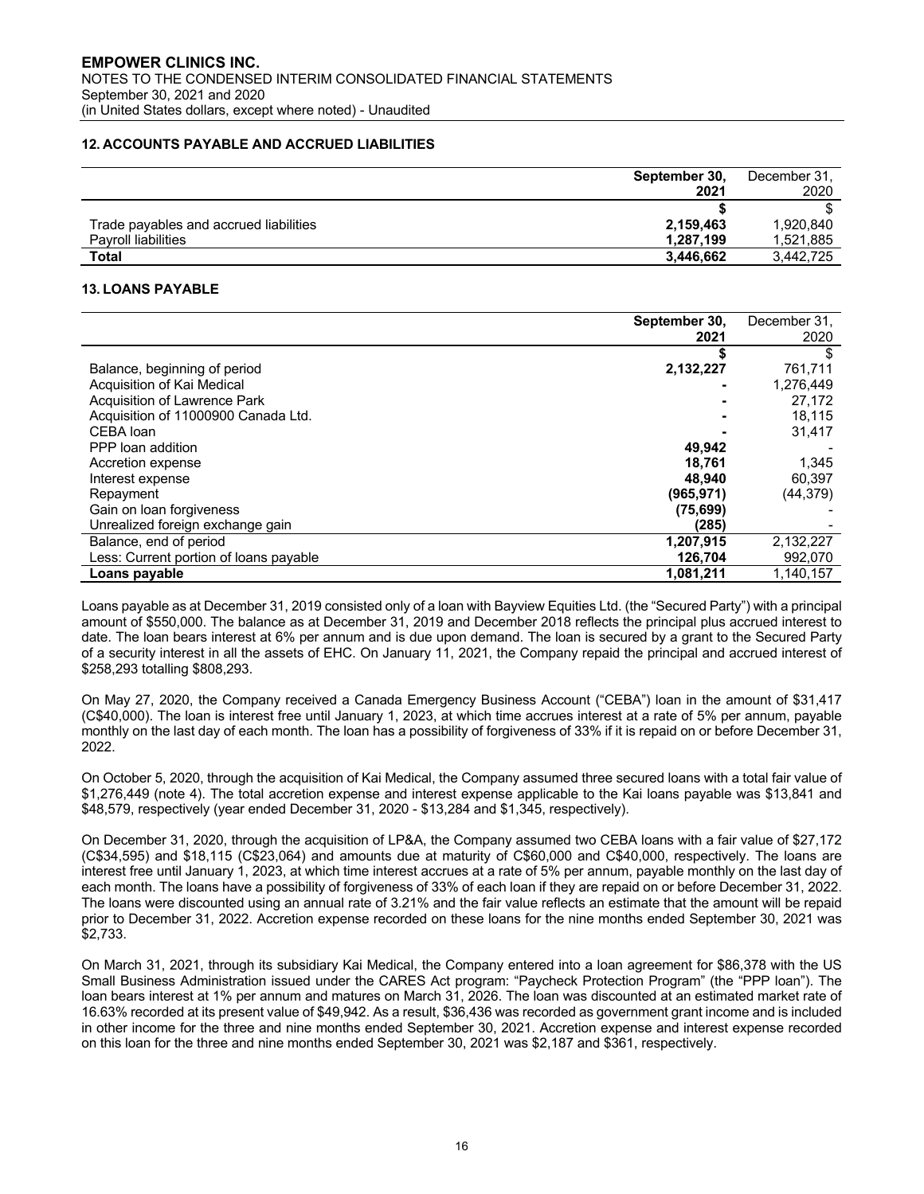## 12. ACCOUNTS PAYABLE AND ACCRUED LIABILITIES

| | **September 30, 2021** | December 31, 2020 |
|---|---|---|
| | **$** | $ |
| Trade payables and accrued liabilities | **2,159,463** | 1,920,840 |
| Payroll liabilities | **1,287,199** | 1,521,885 |
| **Total** | **3,446,662** | 3,442,725 |

## 13. LOANS PAYABLE

| | **September 30, 2021** | December 31, 2020 |
|---|---|---|
| | **$** | $ |
| Balance, beginning of period | **2,132,227** | 761,711 |
| Acquisition of Kai Medical | **-** | 1,276,449 |
| Acquisition of Lawrence Park | **-** | 27,172 |
| Acquisition of 11000900 Canada Ltd. | **-** | 18,115 |
| CEBA loan | **-** | 31,417 |
| PPP loan addition | **49,942** | - |
| Accretion expense | **18,761** | 1,345 |
| Interest expense | **48,940** | 60,397 |
| Repayment | **(965,971)** | (44,379) |
| Gain on loan forgiveness | **(75,699)** | - |
| Unrealized foreign exchange gain | **(285)** | - |
| Balance, end of period | **1,207,915** | 2,132,227 |
| Less: Current portion of loans payable | **126,704** | 992,070 |
| **Loans payable** | **1,081,211** | 1,140,157 |

Loans payable as at December 31, 2019 consisted only of a loan with Bayview Equities Ltd. (the "Secured Party") with a principal amount of $550,000. The balance as at December 31, 2019 and December 2018 reflects the principal plus accrued interest to date. The loan bears interest at 6% per annum and is due upon demand. The loan is secured by a grant to the Secured Party of a security interest in all the assets of EHC. On January 11, 2021, the Company repaid the principal and accrued interest of $258,293 totalling $808,293.

On May 27, 2020, the Company received a Canada Emergency Business Account ("CEBA") loan in the amount of $31,417 (C$40,000). The loan is interest free until January 1, 2023, at which time accrues interest at a rate of 5% per annum, payable monthly on the last day of each month. The loan has a possibility of forgiveness of 33% if it is repaid on or before December 31, 2022.

On October 5, 2020, through the acquisition of Kai Medical, the Company assumed three secured loans with a total fair value of $1,276,449 (note 4). The total accretion expense and interest expense applicable to the Kai loans payable was $13,841 and $48,579, respectively (year ended December 31, 2020 - $13,284 and $1,345, respectively).

On December 31, 2020, through the acquisition of LP&A, the Company assumed two CEBA loans with a fair value of $27,172 (C$34,595) and $18,115 (C$23,064) and amounts due at maturity of C$60,000 and C$40,000, respectively. The loans are interest free until January 1, 2023, at which time interest accrues at a rate of 5% per annum, payable monthly on the last day of each month. The loans have a possibility of forgiveness of 33% of each loan if they are repaid on or before December 31, 2022. The loans were discounted using an annual rate of 3.21% and the fair value reflects an estimate that the amount will be repaid prior to December 31, 2022. Accretion expense recorded on these loans for the nine months ended September 30, 2021 was $2,733.

On March 31, 2021, through its subsidiary Kai Medical, the Company entered into a loan agreement for $86,378 with the US Small Business Administration issued under the CARES Act program: "Paycheck Protection Program" (the "PPP loan"). The loan bears interest at 1% per annum and matures on March 31, 2026. The loan was discounted at an estimated market rate of 16.63% recorded at its present value of $49,942. As a result, $36,436 was recorded as government grant income and is included in other income for the three and nine months ended September 30, 2021. Accretion expense and interest expense recorded on this loan for the three and nine months ended September 30, 2021 was $2,187 and $361, respectively.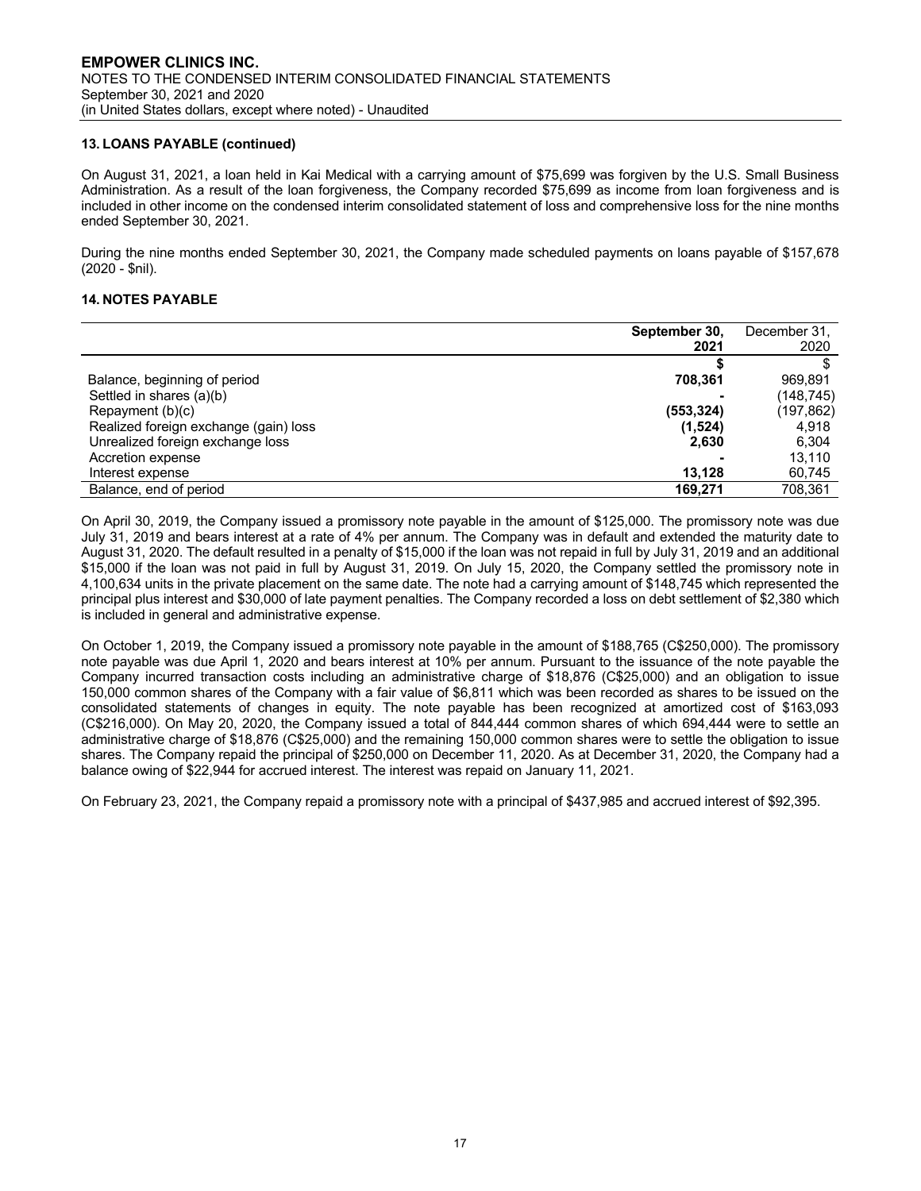## 13. LOANS PAYABLE (continued)

On August 31, 2021, a loan held in Kai Medical with a carrying amount of $75,699 was forgiven by the U.S. Small Business Administration. As a result of the loan forgiveness, the Company recorded $75,699 as income from loan forgiveness and is included in other income on the condensed interim consolidated statement of loss and comprehensive loss for the nine months ended September 30, 2021.

During the nine months ended September 30, 2021, the Company made scheduled payments on loans payable of $157,678 (2020 - $nil).

## 14. NOTES PAYABLE

| | **September 30, 2021** | December 31, 2020 |
|---|---|---|
| | **$** | $ |
| Balance, beginning of period | **708,361** | 969,891 |
| Settled in shares (a)(b) | **-** | (148,745) |
| Repayment (b)(c) | **(553,324)** | (197,862) |
| Realized foreign exchange (gain) loss | **(1,524)** | 4,918 |
| Unrealized foreign exchange loss | **2,630** | 6,304 |
| Accretion expense | **-** | 13,110 |
| Interest expense | **13,128** | 60,745 |
| Balance, end of period | **169,271** | 708,361 |

On April 30, 2019, the Company issued a promissory note payable in the amount of $125,000. The promissory note was due July 31, 2019 and bears interest at a rate of 4% per annum. The Company was in default and extended the maturity date to August 31, 2020. The default resulted in a penalty of $15,000 if the loan was not repaid in full by July 31, 2019 and an additional $15,000 if the loan was not paid in full by August 31, 2019. On July 15, 2020, the Company settled the promissory note in 4,100,634 units in the private placement on the same date. The note had a carrying amount of $148,745 which represented the principal plus interest and $30,000 of late payment penalties. The Company recorded a loss on debt settlement of $2,380 which is included in general and administrative expense.

On October 1, 2019, the Company issued a promissory note payable in the amount of $188,765 (C$250,000). The promissory note payable was due April 1, 2020 and bears interest at 10% per annum. Pursuant to the issuance of the note payable the Company incurred transaction costs including an administrative charge of $18,876 (C$25,000) and an obligation to issue 150,000 common shares of the Company with a fair value of $6,811 which was been recorded as shares to be issued on the consolidated statements of changes in equity. The note payable has been recognized at amortized cost of $163,093 (C$216,000). On May 20, 2020, the Company issued a total of 844,444 common shares of which 694,444 were to settle an administrative charge of $18,876 (C$25,000) and the remaining 150,000 common shares were to settle the obligation to issue shares. The Company repaid the principal of $250,000 on December 11, 2020. As at December 31, 2020, the Company had a balance owing of $22,944 for accrued interest. The interest was repaid on January 11, 2021.

On February 23, 2021, the Company repaid a promissory note with a principal of $437,985 and accrued interest of $92,395.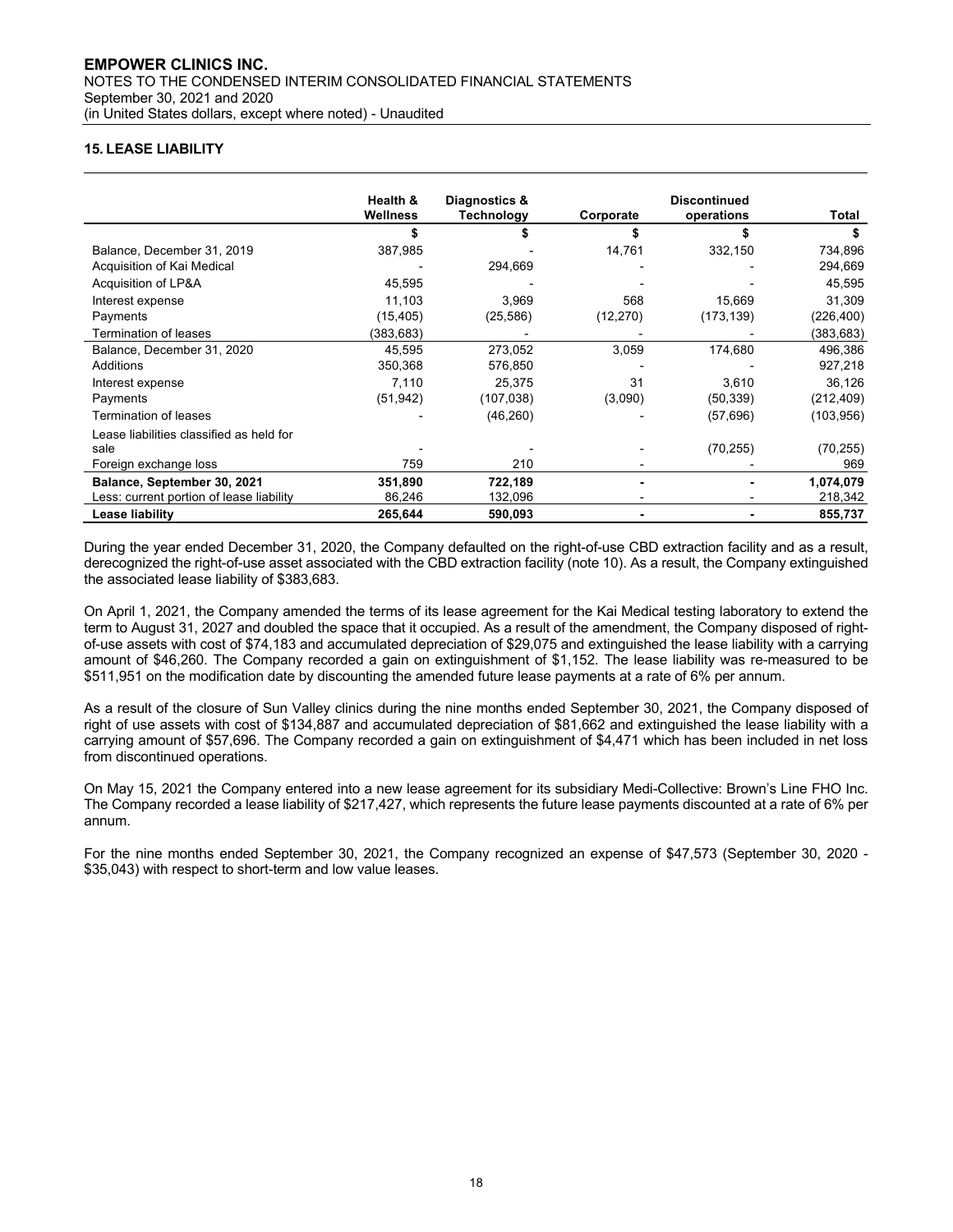## 15. LEASE LIABILITY

| | Health & Wellness | Diagnostics & Technology | Corporate | Discontinued operations | Total |
|---|---|---|---|---|---|
| | $ | $ | $ | $ | $ |
| Balance, December 31, 2019 | 387,985 | - | 14,761 | 332,150 | 734,896 |
| Acquisition of Kai Medical | - | 294,669 | - | - | 294,669 |
| Acquisition of LP&A | 45,595 | - | - | - | 45,595 |
| Interest expense | 11,103 | 3,969 | 568 | 15,669 | 31,309 |
| Payments | (15,405) | (25,586) | (12,270) | (173,139) | (226,400) |
| Termination of leases | (383,683) | - | - | - | (383,683) |
| Balance, December 31, 2020 | 45,595 | 273,052 | 3,059 | 174,680 | 496,386 |
| Additions | 350,368 | 576,850 | - | - | 927,218 |
| Interest expense | 7,110 | 25,375 | 31 | 3,610 | 36,126 |
| Payments | (51,942) | (107,038) | (3,090) | (50,339) | (212,409) |
| Termination of leases | - | (46,260) | - | (57,696) | (103,956) |
| Lease liabilities classified as held for sale | - | - | - | (70,255) | (70,255) |
| Foreign exchange loss | 759 | 210 | - | - | 969 |
| **Balance, September 30, 2021** | **351,890** | **722,189** | **-** | **-** | **1,074,079** |
| Less: current portion of lease liability | 86,246 | 132,096 | - | - | 218,342 |
| **Lease liability** | **265,644** | **590,093** | **-** | **-** | **855,737** |

During the year ended December 31, 2020, the Company defaulted on the right-of-use CBD extraction facility and as a result, derecognized the right-of-use asset associated with the CBD extraction facility (note 10). As a result, the Company extinguished the associated lease liability of $383,683.

On April 1, 2021, the Company amended the terms of its lease agreement for the Kai Medical testing laboratory to extend the term to August 31, 2027 and doubled the space that it occupied. As a result of the amendment, the Company disposed of right-of-use assets with cost of $74,183 and accumulated depreciation of $29,075 and extinguished the lease liability with a carrying amount of $46,260. The Company recorded a gain on extinguishment of $1,152. The lease liability was re-measured to be $511,951 on the modification date by discounting the amended future lease payments at a rate of 6% per annum.

As a result of the closure of Sun Valley clinics during the nine months ended September 30, 2021, the Company disposed of right of use assets with cost of $134,887 and accumulated depreciation of $81,662 and extinguished the lease liability with a carrying amount of $57,696. The Company recorded a gain on extinguishment of $4,471 which has been included in net loss from discontinued operations.

On May 15, 2021 the Company entered into a new lease agreement for its subsidiary Medi-Collective: Brown's Line FHO Inc. The Company recorded a lease liability of $217,427, which represents the future lease payments discounted at a rate of 6% per annum.

For the nine months ended September 30, 2021, the Company recognized an expense of $47,573 (September 30, 2020 - $35,043) with respect to short-term and low value leases.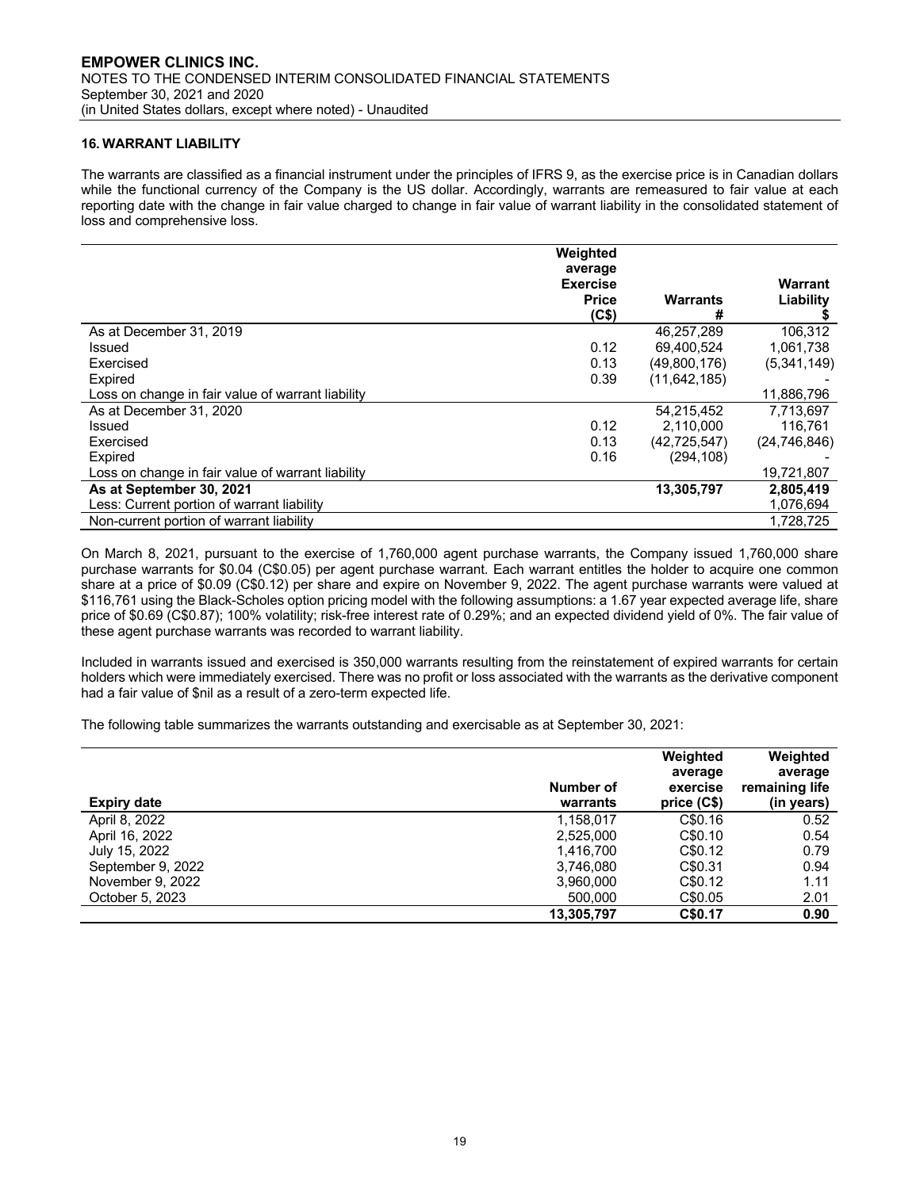## 16. WARRANT LIABILITY

The warrants are classified as a financial instrument under the principles of IFRS 9, as the exercise price is in Canadian dollars while the functional currency of the Company is the US dollar. Accordingly, warrants are remeasured to fair value at each reporting date with the change in fair value charged to change in fair value of warrant liability in the consolidated statement of loss and comprehensive loss.

| | Weighted average Exercise Price (C$) | Warrants # | Warrant Liability $ |
|---|---|---|---|
| As at December 31, 2019 | | 46,257,289 | 106,312 |
| Issued | 0.12 | 69,400,524 | 1,061,738 |
| Exercised | 0.13 | (49,800,176) | (5,341,149) |
| Expired | 0.39 | (11,642,185) | - |
| Loss on change in fair value of warrant liability | | | 11,886,796 |
| As at December 31, 2020 | | 54,215,452 | 7,713,697 |
| Issued | 0.12 | 2,110,000 | 116,761 |
| Exercised | 0.13 | (42,725,547) | (24,746,846) |
| Expired | 0.16 | (294,108) | - |
| Loss on change in fair value of warrant liability | | | 19,721,807 |
| **As at September 30, 2021** | | **13,305,797** | **2,805,419** |
| Less: Current portion of warrant liability | | | 1,076,694 |
| Non-current portion of warrant liability | | | 1,728,725 |

On March 8, 2021, pursuant to the exercise of 1,760,000 agent purchase warrants, the Company issued 1,760,000 share purchase warrants for $0.04 (C$0.05) per agent purchase warrant. Each warrant entitles the holder to acquire one common share at a price of $0.09 (C$0.12) per share and expire on November 9, 2022. The agent purchase warrants were valued at $116,761 using the Black-Scholes option pricing model with the following assumptions: a 1.67 year expected average life, share price of $0.69 (C$0.87); 100% volatility; risk-free interest rate of 0.29%; and an expected dividend yield of 0%. The fair value of these agent purchase warrants was recorded to warrant liability.

Included in warrants issued and exercised is 350,000 warrants resulting from the reinstatement of expired warrants for certain holders which were immediately exercised. There was no profit or loss associated with the warrants as the derivative component had a fair value of $nil as a result of a zero-term expected life.

The following table summarizes the warrants outstanding and exercisable as at September 30, 2021:

| Expiry date | Number of warrants | Weighted average exercise price (C$) | Weighted average remaining life (in years) |
|---|---|---|---|
| April 8, 2022 | 1,158,017 | C$0.16 | 0.52 |
| April 16, 2022 | 2,525,000 | C$0.10 | 0.54 |
| July 15, 2022 | 1,416,700 | C$0.12 | 0.79 |
| September 9, 2022 | 3,746,080 | C$0.31 | 0.94 |
| November 9, 2022 | 3,960,000 | C$0.12 | 1.11 |
| October 5, 2023 | 500,000 | C$0.05 | 2.01 |
| | **13,305,797** | **C$0.17** | **0.90** |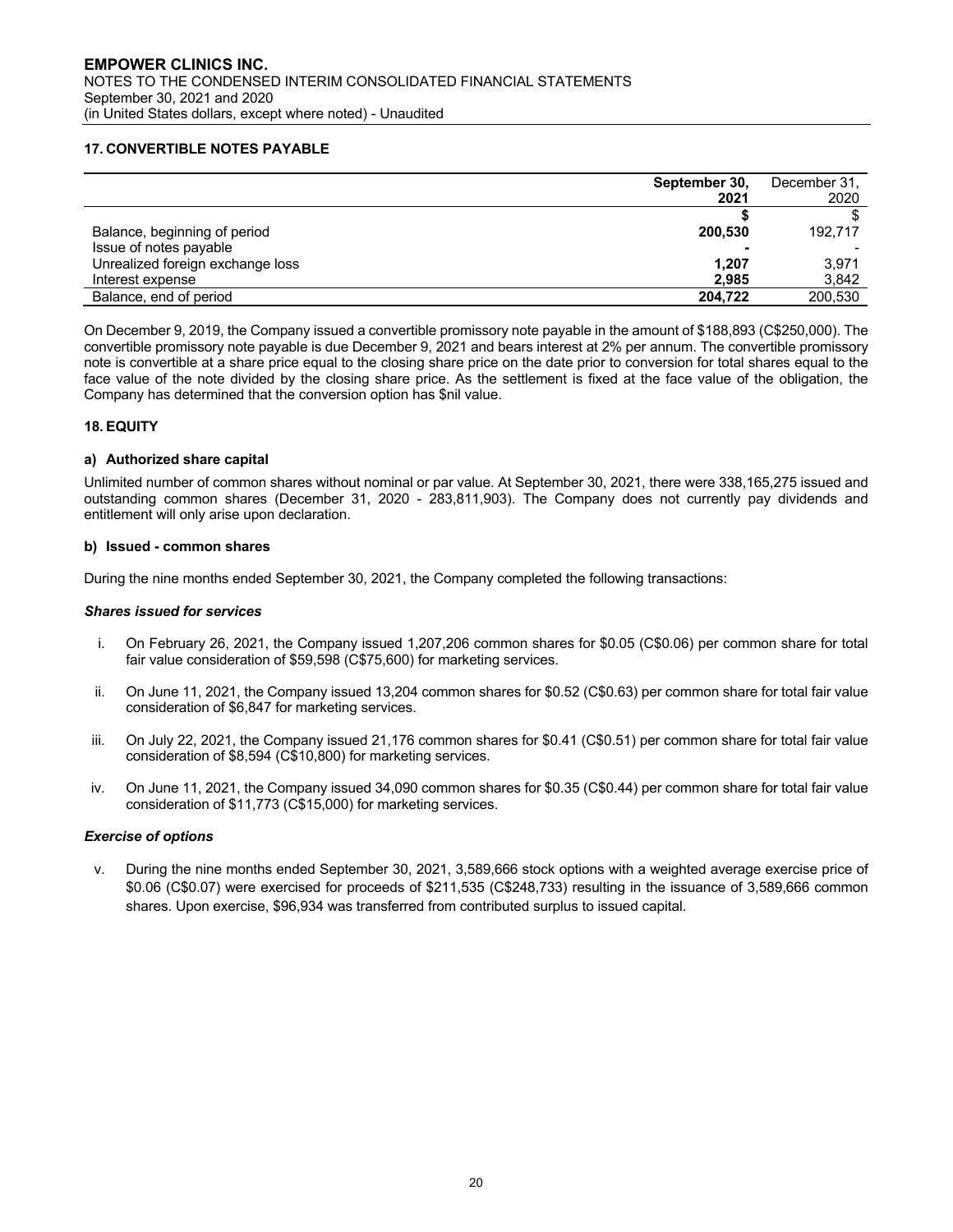## 17. CONVERTIBLE NOTES PAYABLE

| | September 30, 2021 | December 31, 2020 |
|---|---|---|
| | **$** | $ |
| Balance, beginning of period | **200,530** | 192,717 |
| Issue of notes payable | **-** | - |
| Unrealized foreign exchange loss | **1,207** | 3,971 |
| Interest expense | **2,985** | 3,842 |
| Balance, end of period | **204,722** | 200,530 |

On December 9, 2019, the Company issued a convertible promissory note payable in the amount of $188,893 (C$250,000). The convertible promissory note payable is due December 9, 2021 and bears interest at 2% per annum. The convertible promissory note is convertible at a share price equal to the closing share price on the date prior to conversion for total shares equal to the face value of the note divided by the closing share price. As the settlement is fixed at the face value of the obligation, the Company has determined that the conversion option has $nil value.

## 18. EQUITY

### a) Authorized share capital

Unlimited number of common shares without nominal or par value. At September 30, 2021, there were 338,165,275 issued and outstanding common shares (December 31, 2020 - 283,811,903). The Company does not currently pay dividends and entitlement will only arise upon declaration.

### b) Issued - common shares

During the nine months ended September 30, 2021, the Company completed the following transactions:

***Shares issued for services***

i. On February 26, 2021, the Company issued 1,207,206 common shares for $0.05 (C$0.06) per common share for total fair value consideration of $59,598 (C$75,600) for marketing services.

ii. On June 11, 2021, the Company issued 13,204 common shares for $0.52 (C$0.63) per common share for total fair value consideration of $6,847 for marketing services.

iii. On July 22, 2021, the Company issued 21,176 common shares for $0.41 (C$0.51) per common share for total fair value consideration of $8,594 (C$10,800) for marketing services.

iv. On June 11, 2021, the Company issued 34,090 common shares for $0.35 (C$0.44) per common share for total fair value consideration of $11,773 (C$15,000) for marketing services.

***Exercise of options***

v. During the nine months ended September 30, 2021, 3,589,666 stock options with a weighted average exercise price of $0.06 (C$0.07) were exercised for proceeds of $211,535 (C$248,733) resulting in the issuance of 3,589,666 common shares. Upon exercise, $96,934 was transferred from contributed surplus to issued capital.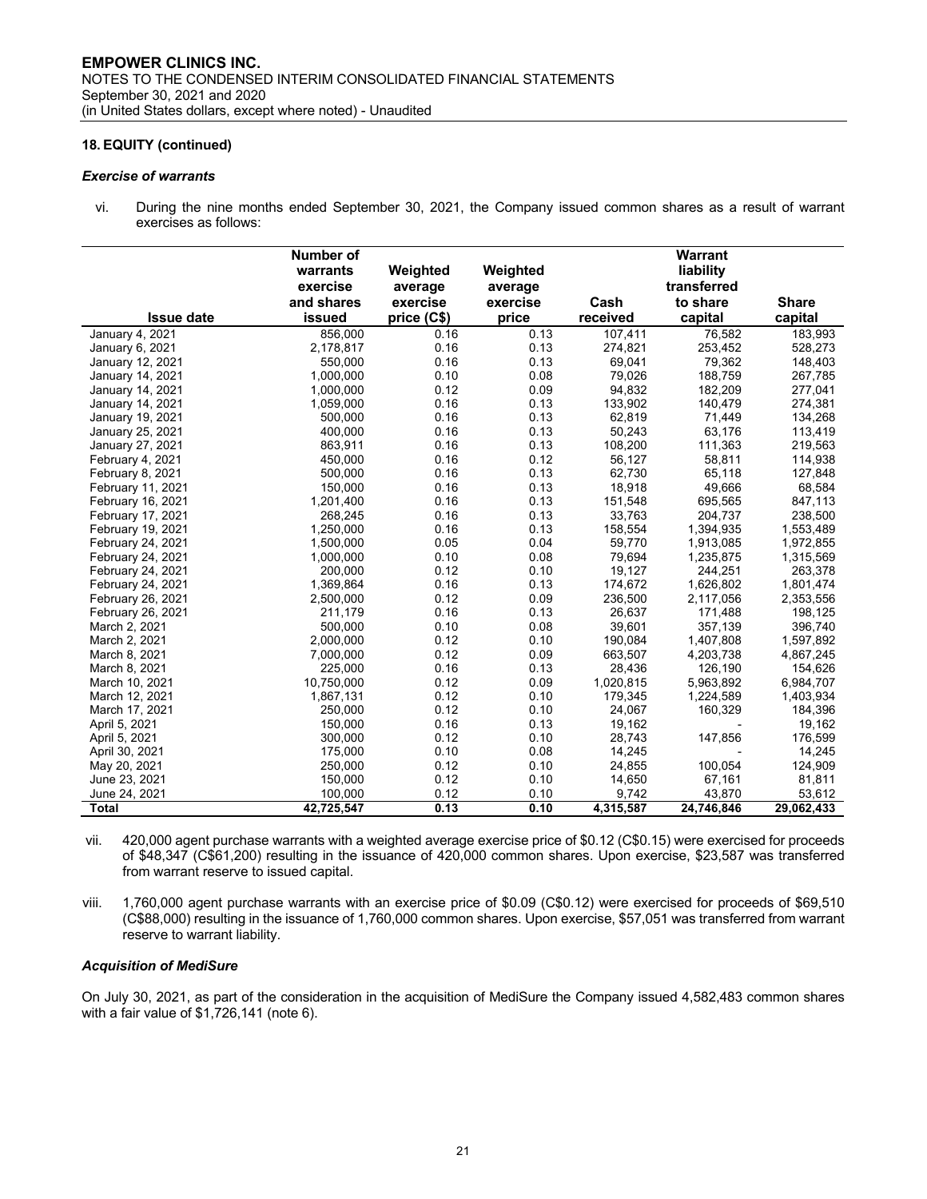## 18. EQUITY (continued)

### *Exercise of warrants*

vi. During the nine months ended September 30, 2021, the Company issued common shares as a result of warrant exercises as follows:

| Issue date | Number of warrants exercise and shares issued | Weighted average exercise price (C$) | Weighted average exercise price | Cash received | Warrant liability transferred to share capital | Share capital |
|---|---|---|---|---|---|---|
| January 4, 2021 | 856,000 | 0.16 | 0.13 | 107,411 | 76,582 | 183,993 |
| January 6, 2021 | 2,178,817 | 0.16 | 0.13 | 274,821 | 253,452 | 528,273 |
| January 12, 2021 | 550,000 | 0.16 | 0.13 | 69,041 | 79,362 | 148,403 |
| January 14, 2021 | 1,000,000 | 0.10 | 0.08 | 79,026 | 188,759 | 267,785 |
| January 14, 2021 | 1,000,000 | 0.12 | 0.09 | 94,832 | 182,209 | 277,041 |
| January 14, 2021 | 1,059,000 | 0.16 | 0.13 | 133,902 | 140,479 | 274,381 |
| January 19, 2021 | 500,000 | 0.16 | 0.13 | 62,819 | 71,449 | 134,268 |
| January 25, 2021 | 400,000 | 0.16 | 0.13 | 50,243 | 63,176 | 113,419 |
| January 27, 2021 | 863,911 | 0.16 | 0.13 | 108,200 | 111,363 | 219,563 |
| February 4, 2021 | 450,000 | 0.16 | 0.12 | 56,127 | 58,811 | 114,938 |
| February 8, 2021 | 500,000 | 0.16 | 0.13 | 62,730 | 65,118 | 127,848 |
| February 11, 2021 | 150,000 | 0.16 | 0.13 | 18,918 | 49,666 | 68,584 |
| February 16, 2021 | 1,201,400 | 0.16 | 0.13 | 151,548 | 695,565 | 847,113 |
| February 17, 2021 | 268,245 | 0.16 | 0.13 | 33,763 | 204,737 | 238,500 |
| February 19, 2021 | 1,250,000 | 0.16 | 0.13 | 158,554 | 1,394,935 | 1,553,489 |
| February 24, 2021 | 1,500,000 | 0.05 | 0.04 | 59,770 | 1,913,085 | 1,972,855 |
| February 24, 2021 | 1,000,000 | 0.10 | 0.08 | 79,694 | 1,235,875 | 1,315,569 |
| February 24, 2021 | 200,000 | 0.12 | 0.10 | 19,127 | 244,251 | 263,378 |
| February 24, 2021 | 1,369,864 | 0.16 | 0.13 | 174,672 | 1,626,802 | 1,801,474 |
| February 26, 2021 | 2,500,000 | 0.12 | 0.09 | 236,500 | 2,117,056 | 2,353,556 |
| February 26, 2021 | 211,179 | 0.16 | 0.13 | 26,637 | 171,488 | 198,125 |
| March 2, 2021 | 500,000 | 0.10 | 0.08 | 39,601 | 357,139 | 396,740 |
| March 2, 2021 | 2,000,000 | 0.12 | 0.10 | 190,084 | 1,407,808 | 1,597,892 |
| March 8, 2021 | 7,000,000 | 0.12 | 0.09 | 663,507 | 4,203,738 | 4,867,245 |
| March 8, 2021 | 225,000 | 0.16 | 0.13 | 28,436 | 126,190 | 154,626 |
| March 10, 2021 | 10,750,000 | 0.12 | 0.09 | 1,020,815 | 5,963,892 | 6,984,707 |
| March 12, 2021 | 1,867,131 | 0.12 | 0.10 | 179,345 | 1,224,589 | 1,403,934 |
| March 17, 2021 | 250,000 | 0.12 | 0.10 | 24,067 | 160,329 | 184,396 |
| April 5, 2021 | 150,000 | 0.16 | 0.13 | 19,162 | - | 19,162 |
| April 5, 2021 | 300,000 | 0.12 | 0.10 | 28,743 | 147,856 | 176,599 |
| April 30, 2021 | 175,000 | 0.10 | 0.08 | 14,245 | - | 14,245 |
| May 20, 2021 | 250,000 | 0.12 | 0.10 | 24,855 | 100,054 | 124,909 |
| June 23, 2021 | 150,000 | 0.12 | 0.10 | 14,650 | 67,161 | 81,811 |
| June 24, 2021 | 100,000 | 0.12 | 0.10 | 9,742 | 43,870 | 53,612 |
| **Total** | **42,725,547** | **0.13** | **0.10** | **4,315,587** | **24,746,846** | **29,062,433** |

vii. 420,000 agent purchase warrants with a weighted average exercise price of $0.12 (C$0.15) were exercised for proceeds of $48,347 (C$61,200) resulting in the issuance of 420,000 common shares. Upon exercise, $23,587 was transferred from warrant reserve to issued capital.

viii. 1,760,000 agent purchase warrants with an exercise price of $0.09 (C$0.12) were exercised for proceeds of $69,510 (C$88,000) resulting in the issuance of 1,760,000 common shares. Upon exercise, $57,051 was transferred from warrant reserve to warrant liability.

### *Acquisition of MediSure*

On July 30, 2021, as part of the consideration in the acquisition of MediSure the Company issued 4,582,483 common shares with a fair value of $1,726,141 (note 6).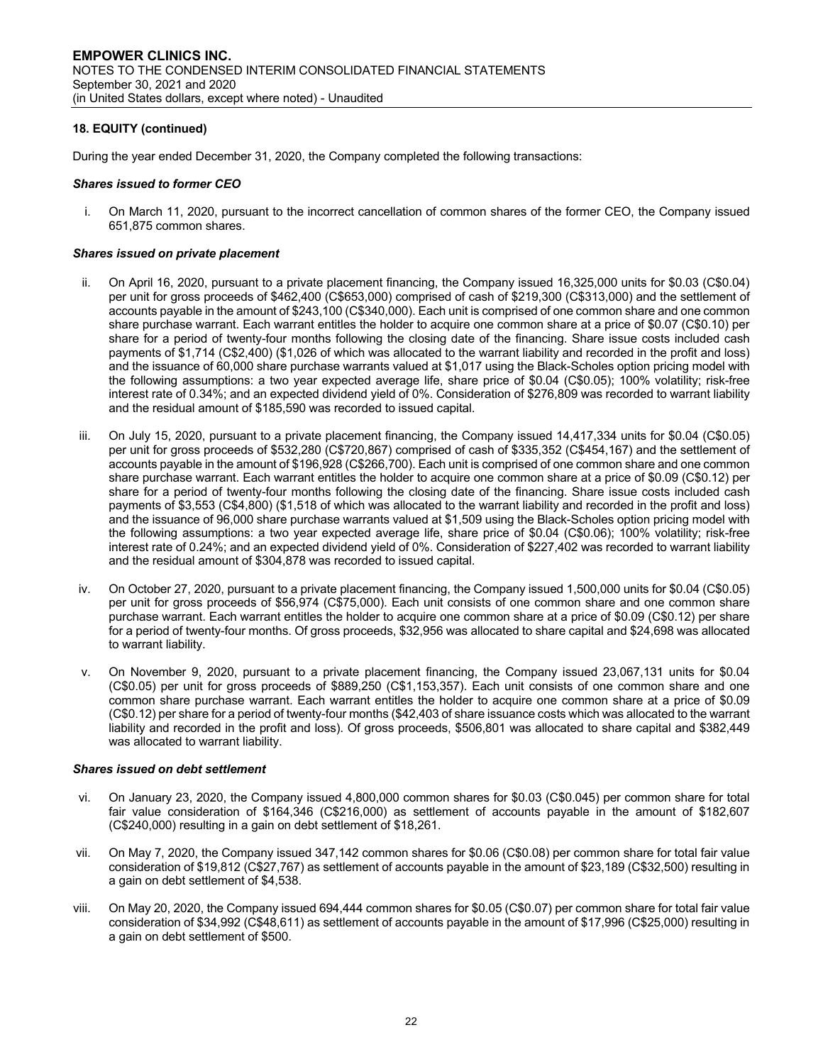## 18. EQUITY (continued)

During the year ended December 31, 2020, the Company completed the following transactions:

***Shares issued to former CEO***

i. On March 11, 2020, pursuant to the incorrect cancellation of common shares of the former CEO, the Company issued 651,875 common shares.

***Shares issued on private placement***

ii. On April 16, 2020, pursuant to a private placement financing, the Company issued 16,325,000 units for $0.03 (C$0.04) per unit for gross proceeds of $462,400 (C$653,000) comprised of cash of $219,300 (C$313,000) and the settlement of accounts payable in the amount of $243,100 (C$340,000). Each unit is comprised of one common share and one common share purchase warrant. Each warrant entitles the holder to acquire one common share at a price of $0.07 (C$0.10) per share for a period of twenty-four months following the closing date of the financing. Share issue costs included cash payments of $1,714 (C$2,400) ($1,026 of which was allocated to the warrant liability and recorded in the profit and loss) and the issuance of 60,000 share purchase warrants valued at $1,017 using the Black-Scholes option pricing model with the following assumptions: a two year expected average life, share price of $0.04 (C$0.05); 100% volatility; risk-free interest rate of 0.34%; and an expected dividend yield of 0%. Consideration of $276,809 was recorded to warrant liability and the residual amount of $185,590 was recorded to issued capital.

iii. On July 15, 2020, pursuant to a private placement financing, the Company issued 14,417,334 units for $0.04 (C$0.05) per unit for gross proceeds of $532,280 (C$720,867) comprised of cash of $335,352 (C$454,167) and the settlement of accounts payable in the amount of $196,928 (C$266,700). Each unit is comprised of one common share and one common share purchase warrant. Each warrant entitles the holder to acquire one common share at a price of $0.09 (C$0.12) per share for a period of twenty-four months following the closing date of the financing. Share issue costs included cash payments of $3,553 (C$4,800) ($1,518 of which was allocated to the warrant liability and recorded in the profit and loss) and the issuance of 96,000 share purchase warrants valued at $1,509 using the Black-Scholes option pricing model with the following assumptions: a two year expected average life, share price of $0.04 (C$0.06); 100% volatility; risk-free interest rate of 0.24%; and an expected dividend yield of 0%. Consideration of $227,402 was recorded to warrant liability and the residual amount of $304,878 was recorded to issued capital.

iv. On October 27, 2020, pursuant to a private placement financing, the Company issued 1,500,000 units for $0.04 (C$0.05) per unit for gross proceeds of $56,974 (C$75,000). Each unit consists of one common share and one common share purchase warrant. Each warrant entitles the holder to acquire one common share at a price of $0.09 (C$0.12) per share for a period of twenty-four months. Of gross proceeds, $32,956 was allocated to share capital and $24,698 was allocated to warrant liability.

v. On November 9, 2020, pursuant to a private placement financing, the Company issued 23,067,131 units for $0.04 (C$0.05) per unit for gross proceeds of $889,250 (C$1,153,357). Each unit consists of one common share and one common share purchase warrant. Each warrant entitles the holder to acquire one common share at a price of $0.09 (C$0.12) per share for a period of twenty-four months ($42,403 of share issuance costs which was allocated to the warrant liability and recorded in the profit and loss). Of gross proceeds, $506,801 was allocated to share capital and $382,449 was allocated to warrant liability.

***Shares issued on debt settlement***

vi. On January 23, 2020, the Company issued 4,800,000 common shares for $0.03 (C$0.045) per common share for total fair value consideration of $164,346 (C$216,000) as settlement of accounts payable in the amount of $182,607 (C$240,000) resulting in a gain on debt settlement of $18,261.

vii. On May 7, 2020, the Company issued 347,142 common shares for $0.06 (C$0.08) per common share for total fair value consideration of $19,812 (C$27,767) as settlement of accounts payable in the amount of $23,189 (C$32,500) resulting in a gain on debt settlement of $4,538.

viii. On May 20, 2020, the Company issued 694,444 common shares for $0.05 (C$0.07) per common share for total fair value consideration of $34,992 (C$48,611) as settlement of accounts payable in the amount of $17,996 (C$25,000) resulting in a gain on debt settlement of $500.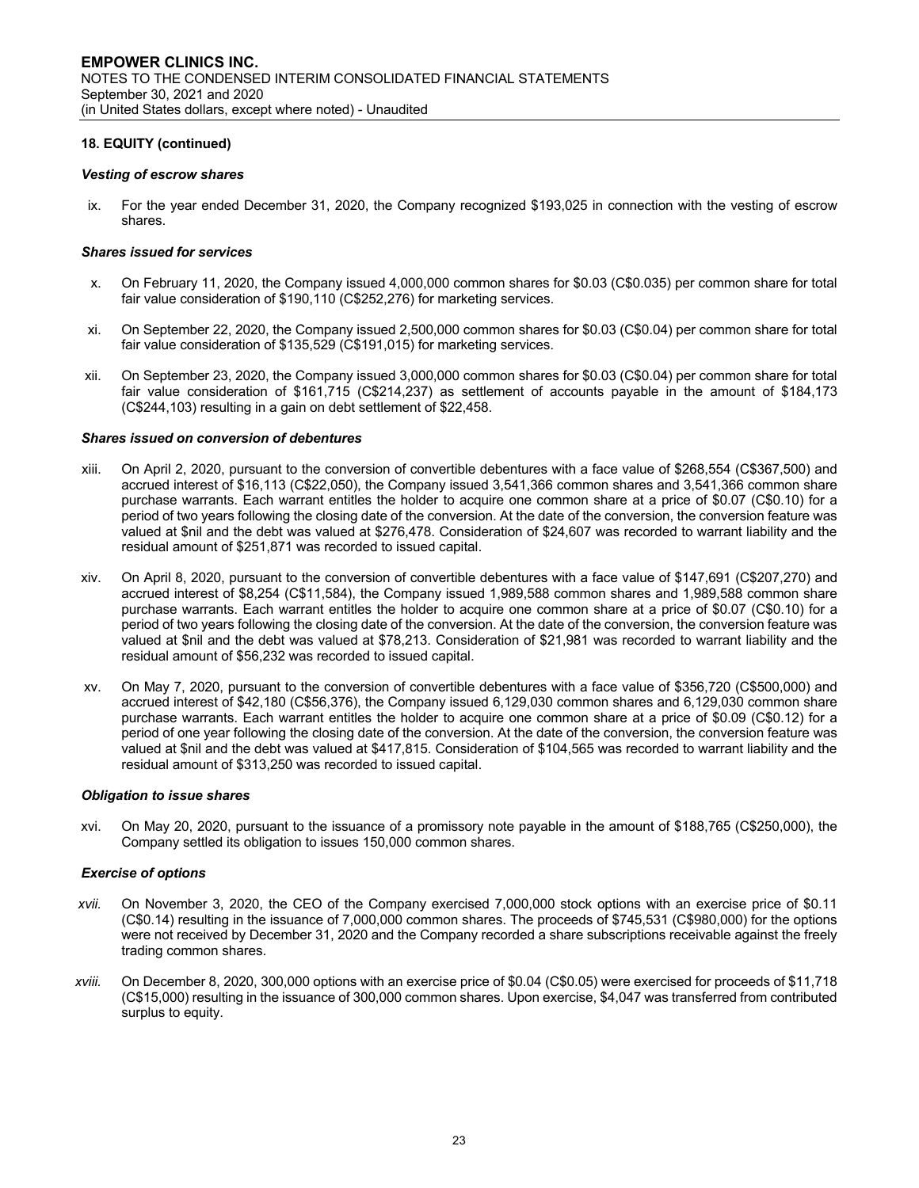**18. EQUITY (continued)**

***Vesting of escrow shares***

ix. For the year ended December 31, 2020, the Company recognized $193,025 in connection with the vesting of escrow shares.

***Shares issued for services***

x. On February 11, 2020, the Company issued 4,000,000 common shares for $0.03 (C$0.035) per common share for total fair value consideration of $190,110 (C$252,276) for marketing services.

xi. On September 22, 2020, the Company issued 2,500,000 common shares for $0.03 (C$0.04) per common share for total fair value consideration of $135,529 (C$191,015) for marketing services.

xii. On September 23, 2020, the Company issued 3,000,000 common shares for $0.03 (C$0.04) per common share for total fair value consideration of $161,715 (C$214,237) as settlement of accounts payable in the amount of $184,173 (C$244,103) resulting in a gain on debt settlement of $22,458.

***Shares issued on conversion of debentures***

xiii. On April 2, 2020, pursuant to the conversion of convertible debentures with a face value of $268,554 (C$367,500) and accrued interest of $16,113 (C$22,050), the Company issued 3,541,366 common shares and 3,541,366 common share purchase warrants. Each warrant entitles the holder to acquire one common share at a price of $0.07 (C$0.10) for a period of two years following the closing date of the conversion. At the date of the conversion, the conversion feature was valued at $nil and the debt was valued at $276,478. Consideration of $24,607 was recorded to warrant liability and the residual amount of $251,871 was recorded to issued capital.

xiv. On April 8, 2020, pursuant to the conversion of convertible debentures with a face value of $147,691 (C$207,270) and accrued interest of $8,254 (C$11,584), the Company issued 1,989,588 common shares and 1,989,588 common share purchase warrants. Each warrant entitles the holder to acquire one common share at a price of $0.07 (C$0.10) for a period of two years following the closing date of the conversion. At the date of the conversion, the conversion feature was valued at $nil and the debt was valued at $78,213. Consideration of $21,981 was recorded to warrant liability and the residual amount of $56,232 was recorded to issued capital.

xv. On May 7, 2020, pursuant to the conversion of convertible debentures with a face value of $356,720 (C$500,000) and accrued interest of $42,180 (C$56,376), the Company issued 6,129,030 common shares and 6,129,030 common share purchase warrants. Each warrant entitles the holder to acquire one common share at a price of $0.09 (C$0.12) for a period of one year following the closing date of the conversion. At the date of the conversion, the conversion feature was valued at $nil and the debt was valued at $417,815. Consideration of $104,565 was recorded to warrant liability and the residual amount of $313,250 was recorded to issued capital.

***Obligation to issue shares***

xvi. On May 20, 2020, pursuant to the issuance of a promissory note payable in the amount of $188,765 (C$250,000), the Company settled its obligation to issues 150,000 common shares.

***Exercise of options***

*xvii.* On November 3, 2020, the CEO of the Company exercised 7,000,000 stock options with an exercise price of $0.11 (C$0.14) resulting in the issuance of 7,000,000 common shares. The proceeds of $745,531 (C$980,000) for the options were not received by December 31, 2020 and the Company recorded a share subscriptions receivable against the freely trading common shares.

*xviii.* On December 8, 2020, 300,000 options with an exercise price of $0.04 (C$0.05) were exercised for proceeds of $11,718 (C$15,000) resulting in the issuance of 300,000 common shares. Upon exercise, $4,047 was transferred from contributed surplus to equity.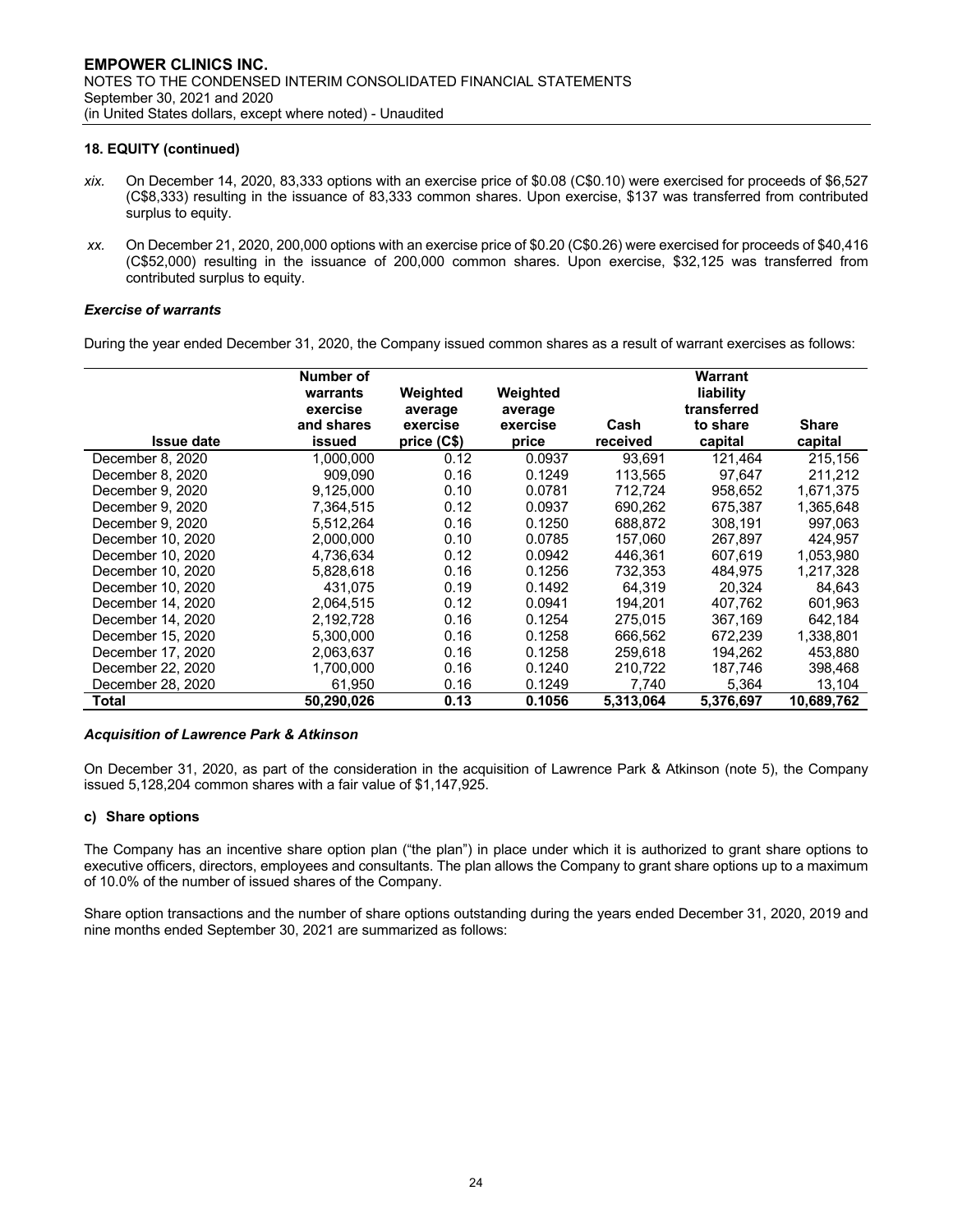**18. EQUITY (continued)**

*xix.* On December 14, 2020, 83,333 options with an exercise price of \$0.08 (C\$0.10) were exercised for proceeds of \$6,527 (C\$8,333) resulting in the issuance of 83,333 common shares. Upon exercise, \$137 was transferred from contributed surplus to equity.

*xx.* On December 21, 2020, 200,000 options with an exercise price of \$0.20 (C\$0.26) were exercised for proceeds of \$40,416 (C\$52,000) resulting in the issuance of 200,000 common shares. Upon exercise, \$32,125 was transferred from contributed surplus to equity.

***Exercise of warrants***

During the year ended December 31, 2020, the Company issued common shares as a result of warrant exercises as follows:

| Issue date | Number of warrants exercise and shares issued | Weighted average exercise price (C\$) | Weighted average exercise price | Cash received | Warrant liability transferred to share capital | Share capital |
|---|---|---|---|---|---|---|
| December 8, 2020 | 1,000,000 | 0.12 | 0.0937 | 93,691 | 121,464 | 215,156 |
| December 8, 2020 | 909,090 | 0.16 | 0.1249 | 113,565 | 97,647 | 211,212 |
| December 9, 2020 | 9,125,000 | 0.10 | 0.0781 | 712,724 | 958,652 | 1,671,375 |
| December 9, 2020 | 7,364,515 | 0.12 | 0.0937 | 690,262 | 675,387 | 1,365,648 |
| December 9, 2020 | 5,512,264 | 0.16 | 0.1250 | 688,872 | 308,191 | 997,063 |
| December 10, 2020 | 2,000,000 | 0.10 | 0.0785 | 157,060 | 267,897 | 424,957 |
| December 10, 2020 | 4,736,634 | 0.12 | 0.0942 | 446,361 | 607,619 | 1,053,980 |
| December 10, 2020 | 5,828,618 | 0.16 | 0.1256 | 732,353 | 484,975 | 1,217,328 |
| December 10, 2020 | 431,075 | 0.19 | 0.1492 | 64,319 | 20,324 | 84,643 |
| December 14, 2020 | 2,064,515 | 0.12 | 0.0941 | 194,201 | 407,762 | 601,963 |
| December 14, 2020 | 2,192,728 | 0.16 | 0.1254 | 275,015 | 367,169 | 642,184 |
| December 15, 2020 | 5,300,000 | 0.16 | 0.1258 | 666,562 | 672,239 | 1,338,801 |
| December 17, 2020 | 2,063,637 | 0.16 | 0.1258 | 259,618 | 194,262 | 453,880 |
| December 22, 2020 | 1,700,000 | 0.16 | 0.1240 | 210,722 | 187,746 | 398,468 |
| December 28, 2020 | 61,950 | 0.16 | 0.1249 | 7,740 | 5,364 | 13,104 |
| **Total** | **50,290,026** | **0.13** | **0.1056** | **5,313,064** | **5,376,697** | **10,689,762** |

***Acquisition of Lawrence Park & Atkinson***

On December 31, 2020, as part of the consideration in the acquisition of Lawrence Park & Atkinson (note 5), the Company issued 5,128,204 common shares with a fair value of \$1,147,925.

**c) Share options**

The Company has an incentive share option plan ("the plan") in place under which it is authorized to grant share options to executive officers, directors, employees and consultants. The plan allows the Company to grant share options up to a maximum of 10.0% of the number of issued shares of the Company.

Share option transactions and the number of share options outstanding during the years ended December 31, 2020, 2019 and nine months ended September 30, 2021 are summarized as follows: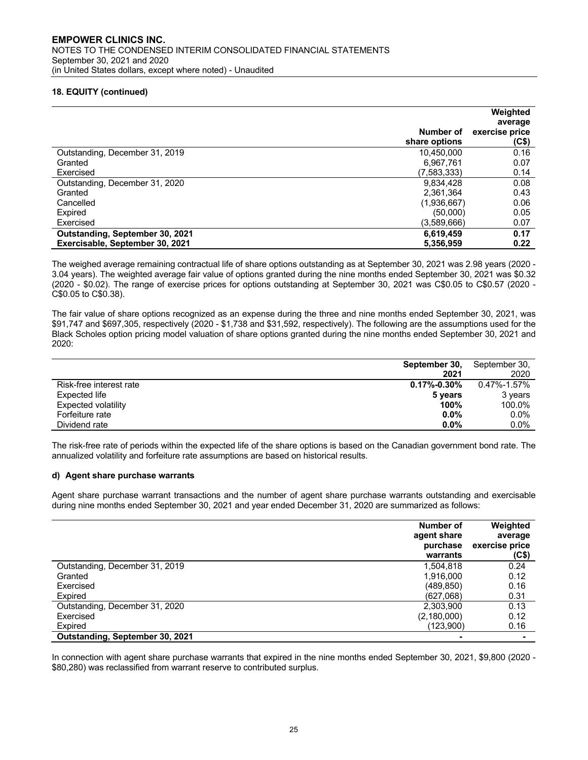## 18. EQUITY (continued)

| | Number of share options | Weighted average exercise price (C$) |
|---|---|---|
| Outstanding, December 31, 2019 | 10,450,000 | 0.16 |
| Granted | 6,967,761 | 0.07 |
| Exercised | (7,583,333) | 0.14 |
| Outstanding, December 31, 2020 | 9,834,428 | 0.08 |
| Granted | 2,361,364 | 0.43 |
| Cancelled | (1,936,667) | 0.06 |
| Expired | (50,000) | 0.05 |
| Exercised | (3,589,666) | 0.07 |
| **Outstanding, September 30, 2021** | **6,619,459** | **0.17** |
| **Exercisable, September 30, 2021** | **5,356,959** | **0.22** |

The weighed average remaining contractual life of share options outstanding as at September 30, 2021 was 2.98 years (2020 - 3.04 years). The weighted average fair value of options granted during the nine months ended September 30, 2021 was $0.32 (2020 - $0.02). The range of exercise prices for options outstanding at September 30, 2021 was C$0.05 to C$0.57 (2020 - C$0.05 to C$0.38).

The fair value of share options recognized as an expense during the three and nine months ended September 30, 2021, was $91,747 and $697,305, respectively (2020 - $1,738 and $31,592, respectively). The following are the assumptions used for the Black Scholes option pricing model valuation of share options granted during the nine months ended September 30, 2021 and 2020:

| | **September 30, 2021** | September 30, 2020 |
|---|---|---|
| Risk-free interest rate | **0.17%-0.30%** | 0.47%-1.57% |
| Expected life | **5 years** | 3 years |
| Expected volatility | **100%** | 100.0% |
| Forfeiture rate | **0.0%** | 0.0% |
| Dividend rate | **0.0%** | 0.0% |

The risk-free rate of periods within the expected life of the share options is based on the Canadian government bond rate. The annualized volatility and forfeiture rate assumptions are based on historical results.

### d) Agent share purchase warrants

Agent share purchase warrant transactions and the number of agent share purchase warrants outstanding and exercisable during nine months ended September 30, 2021 and year ended December 31, 2020 are summarized as follows:

| | Number of agent share purchase warrants | Weighted average exercise price (C$) |
|---|---|---|
| Outstanding, December 31, 2019 | 1,504,818 | 0.24 |
| Granted | 1,916,000 | 0.12 |
| Exercised | (489,850) | 0.16 |
| Expired | (627,068) | 0.31 |
| Outstanding, December 31, 2020 | 2,303,900 | 0.13 |
| Exercised | (2,180,000) | 0.12 |
| Expired | (123,900) | 0.16 |
| **Outstanding, September 30, 2021** | **-** | **-** |

In connection with agent share purchase warrants that expired in the nine months ended September 30, 2021, $9,800 (2020 - $80,280) was reclassified from warrant reserve to contributed surplus.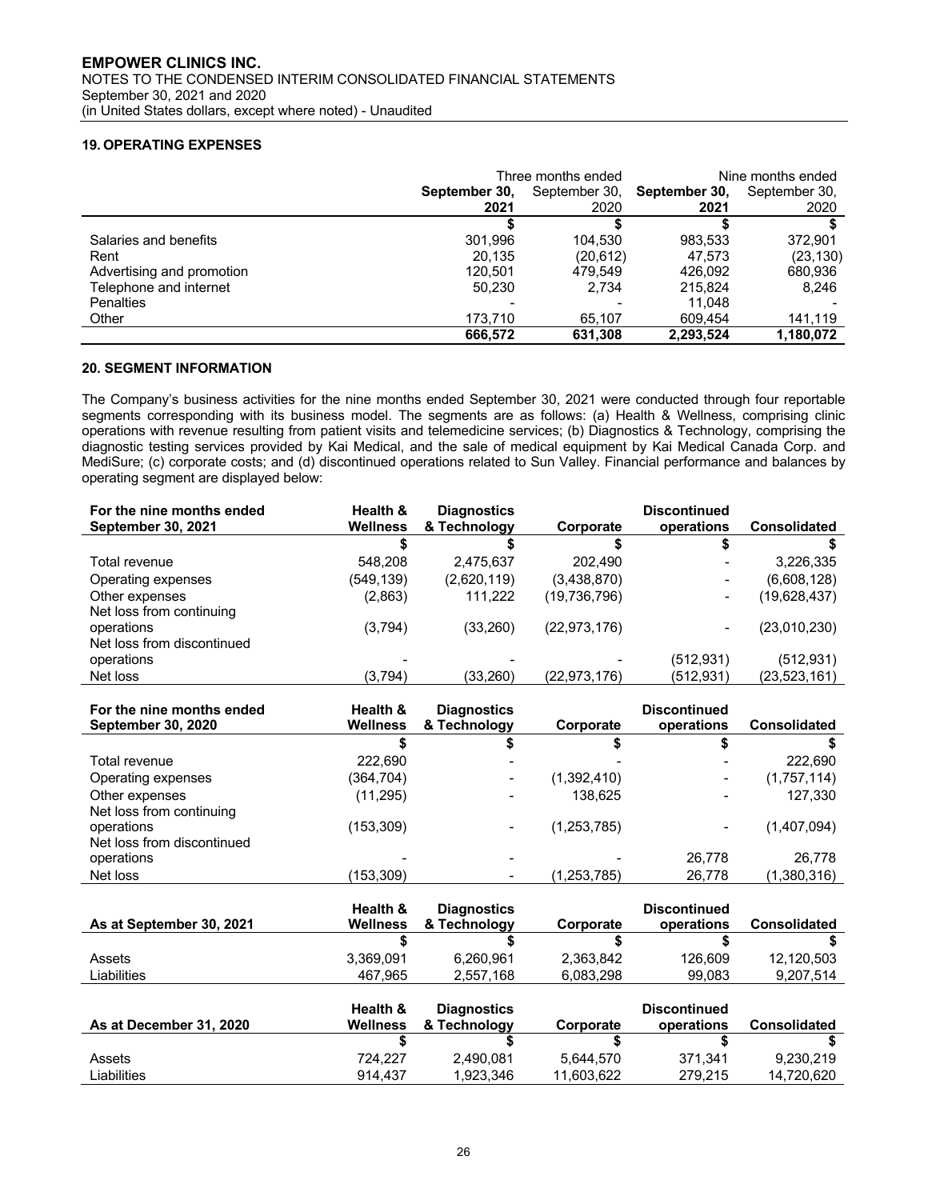## 19. OPERATING EXPENSES

| | Three months ended | | Nine months ended | |
|---|---|---|---|---|
| | **September 30, 2021** | September 30, 2020 | **September 30, 2021** | September 30, 2020 |
| | **$** | $ | **$** | $ |
| Salaries and benefits | 301,996 | 104,530 | 983,533 | 372,901 |
| Rent | 20,135 | (20,612) | 47,573 | (23,130) |
| Advertising and promotion | 120,501 | 479,549 | 426,092 | 680,936 |
| Telephone and internet | 50,230 | 2,734 | 215,824 | 8,246 |
| Penalties | - | - | 11,048 | - |
| Other | 173,710 | 65,107 | 609,454 | 141,119 |
| | **666,572** | **631,308** | **2,293,524** | **1,180,072** |

## 20. SEGMENT INFORMATION

The Company's business activities for the nine months ended September 30, 2021 were conducted through four reportable segments corresponding with its business model. The segments are as follows: (a) Health & Wellness, comprising clinic operations with revenue resulting from patient visits and telemedicine services; (b) Diagnostics & Technology, comprising the diagnostic testing services provided by Kai Medical, and the sale of medical equipment by Kai Medical Canada Corp. and MediSure; (c) corporate costs; and (d) discontinued operations related to Sun Valley. Financial performance and balances by operating segment are displayed below:

| **For the nine months ended September 30, 2021** | **Health & Wellness** | **Diagnostics & Technology** | **Corporate** | **Discontinued operations** | **Consolidated** |
|---|---|---|---|---|---|
| | **$** | **$** | **$** | **$** | **$** |
| Total revenue | 548,208 | 2,475,637 | 202,490 | - | 3,226,335 |
| Operating expenses | (549,139) | (2,620,119) | (3,438,870) | - | (6,608,128) |
| Other expenses | (2,863) | 111,222 | (19,736,796) | - | (19,628,437) |
| Net loss from continuing operations | (3,794) | (33,260) | (22,973,176) | - | (23,010,230) |
| Net loss from discontinued operations | - | - | - | (512,931) | (512,931) |
| Net loss | (3,794) | (33,260) | (22,973,176) | (512,931) | (23,523,161) |

| **For the nine months ended September 30, 2020** | **Health & Wellness** | **Diagnostics & Technology** | **Corporate** | **Discontinued operations** | **Consolidated** |
|---|---|---|---|---|---|
| | **$** | **$** | **$** | **$** | **$** |
| Total revenue | 222,690 | - | - | - | 222,690 |
| Operating expenses | (364,704) | - | (1,392,410) | - | (1,757,114) |
| Other expenses | (11,295) | - | 138,625 | - | 127,330 |
| Net loss from continuing operations | (153,309) | - | (1,253,785) | - | (1,407,094) |
| Net loss from discontinued operations | - | - | - | 26,778 | 26,778 |
| Net loss | (153,309) | - | (1,253,785) | 26,778 | (1,380,316) |

| **As at September 30, 2021** | **Health & Wellness** | **Diagnostics & Technology** | **Corporate** | **Discontinued operations** | **Consolidated** |
|---|---|---|---|---|---|
| | **$** | **$** | **$** | **$** | **$** |
| Assets | 3,369,091 | 6,260,961 | 2,363,842 | 126,609 | 12,120,503 |
| Liabilities | 467,965 | 2,557,168 | 6,083,298 | 99,083 | 9,207,514 |

| **As at December 31, 2020** | **Health & Wellness** | **Diagnostics & Technology** | **Corporate** | **Discontinued operations** | **Consolidated** |
|---|---|---|---|---|---|
| | **$** | **$** | **$** | **$** | **$** |
| Assets | 724,227 | 2,490,081 | 5,644,570 | 371,341 | 9,230,219 |
| Liabilities | 914,437 | 1,923,346 | 11,603,622 | 279,215 | 14,720,620 |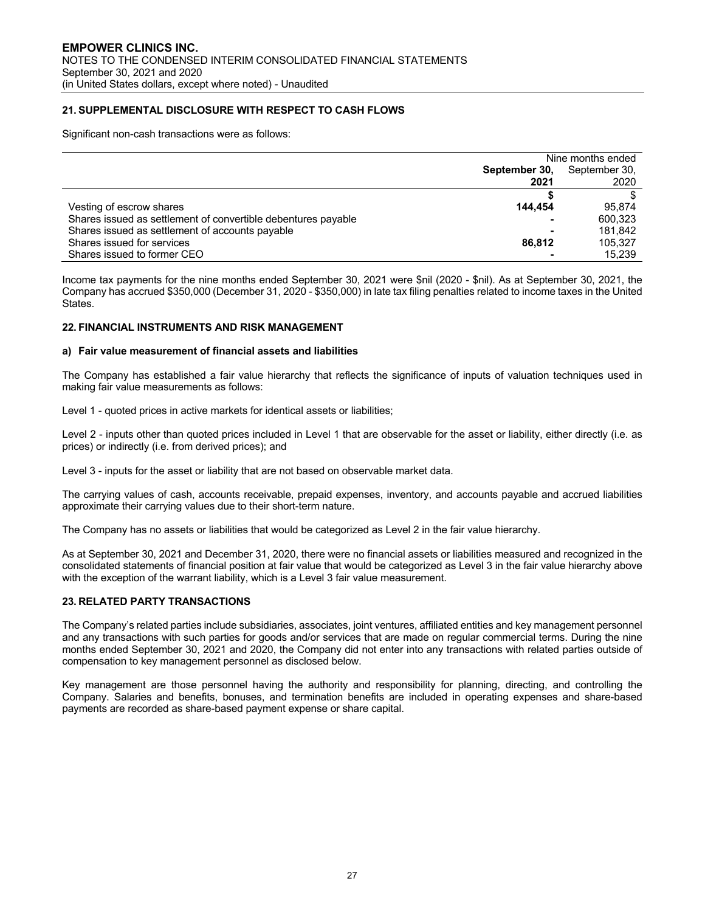## 21. SUPPLEMENTAL DISCLOSURE WITH RESPECT TO CASH FLOWS

Significant non-cash transactions were as follows:

| | Nine months ended | |
|---|---|---|
| | **September 30, 2021** | September 30, 2020 |
| | **$** | $ |
| Vesting of escrow shares | **144,454** | 95,874 |
| Shares issued as settlement of convertible debentures payable | **-** | 600,323 |
| Shares issued as settlement of accounts payable | **-** | 181,842 |
| Shares issued for services | **86,812** | 105,327 |
| Shares issued to former CEO | **-** | 15,239 |

Income tax payments for the nine months ended September 30, 2021 were $nil (2020 - $nil). As at September 30, 2021, the Company has accrued $350,000 (December 31, 2020 - $350,000) in late tax filing penalties related to income taxes in the United States.

## 22. FINANCIAL INSTRUMENTS AND RISK MANAGEMENT

### a) Fair value measurement of financial assets and liabilities

The Company has established a fair value hierarchy that reflects the significance of inputs of valuation techniques used in making fair value measurements as follows:

Level 1 - quoted prices in active markets for identical assets or liabilities;

Level 2 - inputs other than quoted prices included in Level 1 that are observable for the asset or liability, either directly (i.e. as prices) or indirectly (i.e. from derived prices); and

Level 3 - inputs for the asset or liability that are not based on observable market data.

The carrying values of cash, accounts receivable, prepaid expenses, inventory, and accounts payable and accrued liabilities approximate their carrying values due to their short-term nature.

The Company has no assets or liabilities that would be categorized as Level 2 in the fair value hierarchy.

As at September 30, 2021 and December 31, 2020, there were no financial assets or liabilities measured and recognized in the consolidated statements of financial position at fair value that would be categorized as Level 3 in the fair value hierarchy above with the exception of the warrant liability, which is a Level 3 fair value measurement.

## 23. RELATED PARTY TRANSACTIONS

The Company's related parties include subsidiaries, associates, joint ventures, affiliated entities and key management personnel and any transactions with such parties for goods and/or services that are made on regular commercial terms. During the nine months ended September 30, 2021 and 2020, the Company did not enter into any transactions with related parties outside of compensation to key management personnel as disclosed below.

Key management are those personnel having the authority and responsibility for planning, directing, and controlling the Company. Salaries and benefits, bonuses, and termination benefits are included in operating expenses and share-based payments are recorded as share-based payment expense or share capital.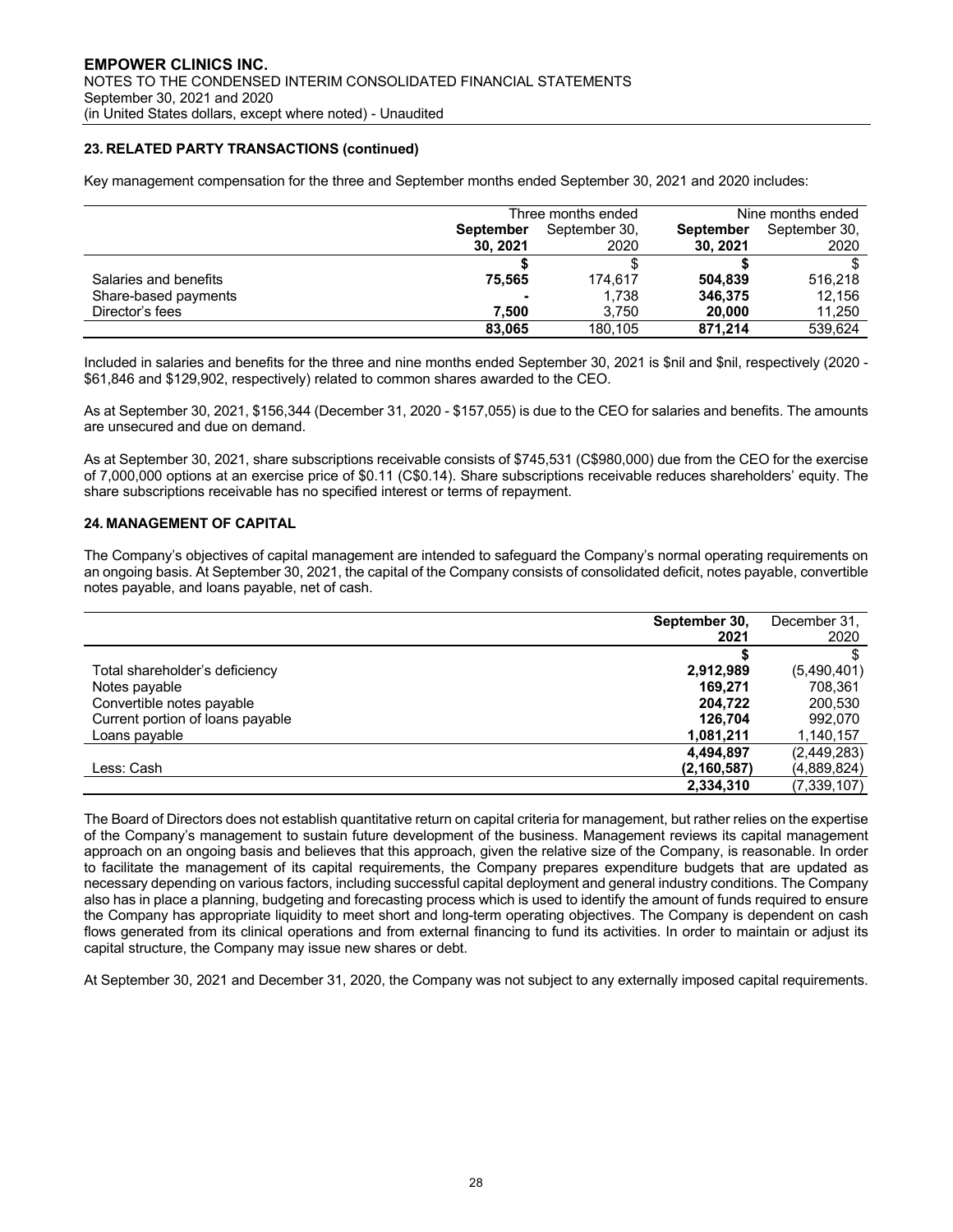## 23. RELATED PARTY TRANSACTIONS (continued)

Key management compensation for the three and September months ended September 30, 2021 and 2020 includes:

| | Three months ended | | Nine months ended | |
|---|---|---|---|---|
| | **September 30, 2021** | September 30, 2020 | **September 30, 2021** | September 30, 2020 |
| | **$** | $ | **$** | $ |
| Salaries and benefits | **75,565** | 174,617 | **504,839** | 516,218 |
| Share-based payments | **-** | 1,738 | **346,375** | 12,156 |
| Director's fees | **7,500** | 3,750 | **20,000** | 11,250 |
| | **83,065** | 180,105 | **871,214** | 539,624 |

Included in salaries and benefits for the three and nine months ended September 30, 2021 is $nil and $nil, respectively (2020 - $61,846 and $129,902, respectively) related to common shares awarded to the CEO.

As at September 30, 2021, $156,344 (December 31, 2020 - $157,055) is due to the CEO for salaries and benefits. The amounts are unsecured and due on demand.

As at September 30, 2021, share subscriptions receivable consists of $745,531 (C$980,000) due from the CEO for the exercise of 7,000,000 options at an exercise price of $0.11 (C$0.14). Share subscriptions receivable reduces shareholders' equity. The share subscriptions receivable has no specified interest or terms of repayment.

## 24. MANAGEMENT OF CAPITAL

The Company's objectives of capital management are intended to safeguard the Company's normal operating requirements on an ongoing basis. At September 30, 2021, the capital of the Company consists of consolidated deficit, notes payable, convertible notes payable, and loans payable, net of cash.

| | **September 30, 2021** | December 31, 2020 |
|---|---|---|
| | **$** | $ |
| Total shareholder's deficiency | **2,912,989** | (5,490,401) |
| Notes payable | **169,271** | 708,361 |
| Convertible notes payable | **204,722** | 200,530 |
| Current portion of loans payable | **126,704** | 992,070 |
| Loans payable | **1,081,211** | 1,140,157 |
| | **4,494,897** | (2,449,283) |
| Less: Cash | **(2,160,587)** | (4,889,824) |
| | **2,334,310** | (7,339,107) |

The Board of Directors does not establish quantitative return on capital criteria for management, but rather relies on the expertise of the Company's management to sustain future development of the business. Management reviews its capital management approach on an ongoing basis and believes that this approach, given the relative size of the Company, is reasonable. In order to facilitate the management of its capital requirements, the Company prepares expenditure budgets that are updated as necessary depending on various factors, including successful capital deployment and general industry conditions. The Company also has in place a planning, budgeting and forecasting process which is used to identify the amount of funds required to ensure the Company has appropriate liquidity to meet short and long-term operating objectives. The Company is dependent on cash flows generated from its clinical operations and from external financing to fund its activities. In order to maintain or adjust its capital structure, the Company may issue new shares or debt.

At September 30, 2021 and December 31, 2020, the Company was not subject to any externally imposed capital requirements.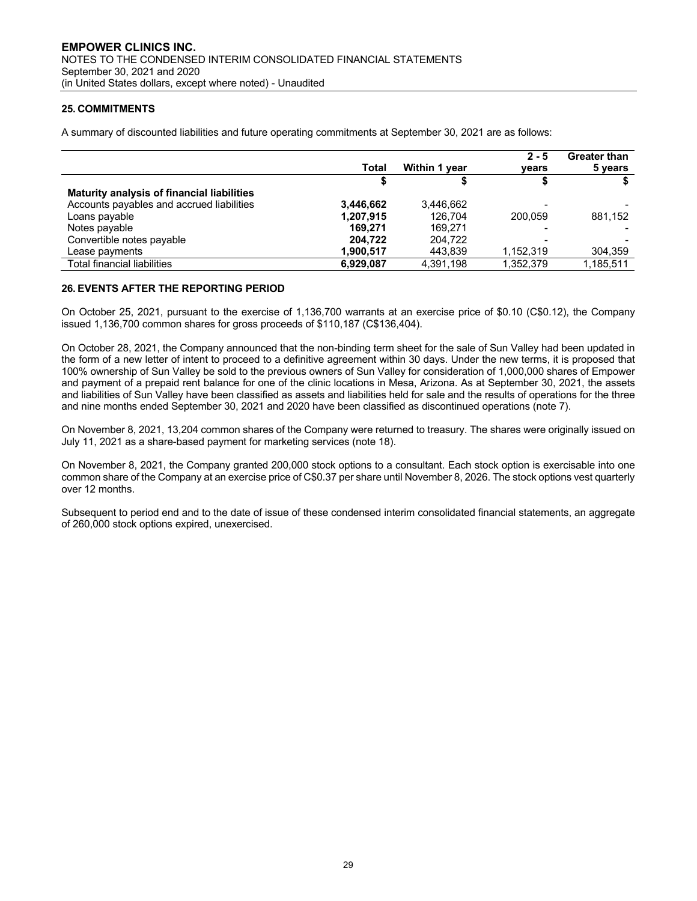## 25. COMMITMENTS

A summary of discounted liabilities and future operating commitments at September 30, 2021 are as follows:

| | Total | Within 1 year | 2 - 5 years | Greater than 5 years |
|---|---|---|---|---|
| | $ | $ | $ | $ |
| **Maturity analysis of financial liabilities** | | | | |
| Accounts payables and accrued liabilities | **3,446,662** | 3,446,662 | - | - |
| Loans payable | **1,207,915** | 126,704 | 200,059 | 881,152 |
| Notes payable | **169,271** | 169,271 | - | - |
| Convertible notes payable | **204,722** | 204,722 | - | - |
| Lease payments | **1,900,517** | 443,839 | 1,152,319 | 304,359 |
| Total financial liabilities | **6,929,087** | 4,391,198 | 1,352,379 | 1,185,511 |

## 26. EVENTS AFTER THE REPORTING PERIOD

On October 25, 2021, pursuant to the exercise of 1,136,700 warrants at an exercise price of $0.10 (C$0.12), the Company issued 1,136,700 common shares for gross proceeds of $110,187 (C$136,404).

On October 28, 2021, the Company announced that the non-binding term sheet for the sale of Sun Valley had been updated in the form of a new letter of intent to proceed to a definitive agreement within 30 days. Under the new terms, it is proposed that 100% ownership of Sun Valley be sold to the previous owners of Sun Valley for consideration of 1,000,000 shares of Empower and payment of a prepaid rent balance for one of the clinic locations in Mesa, Arizona. As at September 30, 2021, the assets and liabilities of Sun Valley have been classified as assets and liabilities held for sale and the results of operations for the three and nine months ended September 30, 2021 and 2020 have been classified as discontinued operations (note 7).

On November 8, 2021, 13,204 common shares of the Company were returned to treasury. The shares were originally issued on July 11, 2021 as a share-based payment for marketing services (note 18).

On November 8, 2021, the Company granted 200,000 stock options to a consultant. Each stock option is exercisable into one common share of the Company at an exercise price of C$0.37 per share until November 8, 2026. The stock options vest quarterly over 12 months.

Subsequent to period end and to the date of issue of these condensed interim consolidated financial statements, an aggregate of 260,000 stock options expired, unexercised.